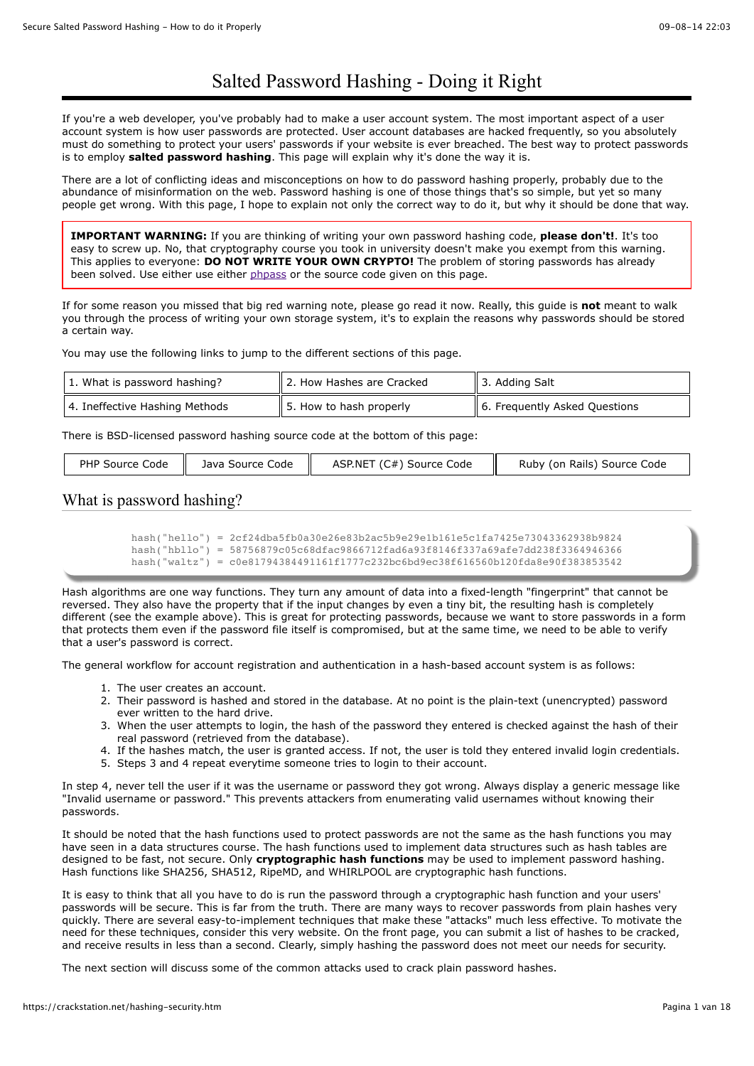# Salted Password Hashing - Doing it Right

If you're a web developer, you've probably had to make a user account system. The most important aspect of a user account system is how user passwords are protected. User account databases are hacked frequently, so you absolutely must do something to protect your users' passwords if your website is ever breached. The best way to protect passwords is to employ **salted password hashing**. This page will explain why it's done the way it is.

There are a lot of conflicting ideas and misconceptions on how to do password hashing properly, probably due to the abundance of misinformation on the web. Password hashing is one of those things that's so simple, but yet so many people get wrong. With this page, I hope to explain not only the correct way to do it, but why it should be done that way.

> **IMPORTANT WARNING:** If you are thinking of writing your own password hashing code, **please don't!**. It's too easy to screw up. No, that cryptography course you took in university doesn't make you exempt from this warning. This applies to everyone: **DO NOT WRITE YOUR OWN CRYPTO!** The problem of storing passwords has already been solved. Use either use either phpass or the source code given on this page.

If for some reason you missed that big red warning note, please go read it now. Really, this guide is **not** meant to walk you through the process of writing your own storage system, it's to explain the reasons why passwords should be stored a certain way.

You may use the following links to jump to the different sections of this page.

| 1. What is password hashing? | 2. How Hashes are Cracked | 3. Adding Salt |
|---|---|---|
| 4. Ineffective Hashing Methods | 5. How to hash properly | 6. Frequently Asked Questions |

There is BSD-licensed password hashing source code at the bottom of this page:

| PHP Source Code | Java Source Code | ASP.NET (C#) Source Code | Ruby (on Rails) Source Code |
|---|---|---|---|

## What is password hashing?

```
hash("hello") = 2cf24dba5fb0a30e26e83b2ac5b9e29e1b161e5c1fa7425e73043362938b9824
hash("hbllo") = 58756879c05c68dfac9866712fad6a93f8146f337a69afe7dd238f3364946366
hash("waltz") = c0e81794384491161f1777c232bc6bd9ec38f616560b120fda8e90f383853542
```

Hash algorithms are one way functions. They turn any amount of data into a fixed-length "fingerprint" that cannot be reversed. They also have the property that if the input changes by even a tiny bit, the resulting hash is completely different (see the example above). This is great for protecting passwords, because we want to store passwords in a form that protects them even if the password file itself is compromised, but at the same time, we need to be able to verify that a user's password is correct.

The general workflow for account registration and authentication in a hash-based account system is as follows:

1. The user creates an account.
2. Their password is hashed and stored in the database. At no point is the plain-text (unencrypted) password ever written to the hard drive.
3. When the user attempts to login, the hash of the password they entered is checked against the hash of their real password (retrieved from the database).
4. If the hashes match, the user is granted access. If not, the user is told they entered invalid login credentials.
5. Steps 3 and 4 repeat everytime someone tries to login to their account.

In step 4, never tell the user if it was the username or password they got wrong. Always display a generic message like "Invalid username or password." This prevents attackers from enumerating valid usernames without knowing their passwords.

It should be noted that the hash functions used to protect passwords are not the same as the hash functions you may have seen in a data structures course. The hash functions used to implement data structures such as hash tables are designed to be fast, not secure. Only **cryptographic hash functions** may be used to implement password hashing. Hash functions like SHA256, SHA512, RipeMD, and WHIRLPOOL are cryptographic hash functions.

It is easy to think that all you have to do is run the password through a cryptographic hash function and your users' passwords will be secure. This is far from the truth. There are many ways to recover passwords from plain hashes very quickly. There are several easy-to-implement techniques that make these "attacks" much less effective. To motivate the need for these techniques, consider this very website. On the front page, you can submit a list of hashes to be cracked, and receive results in less than a second. Clearly, simply hashing the password does not meet our needs for security.

The next section will discuss some of the common attacks used to crack plain password hashes.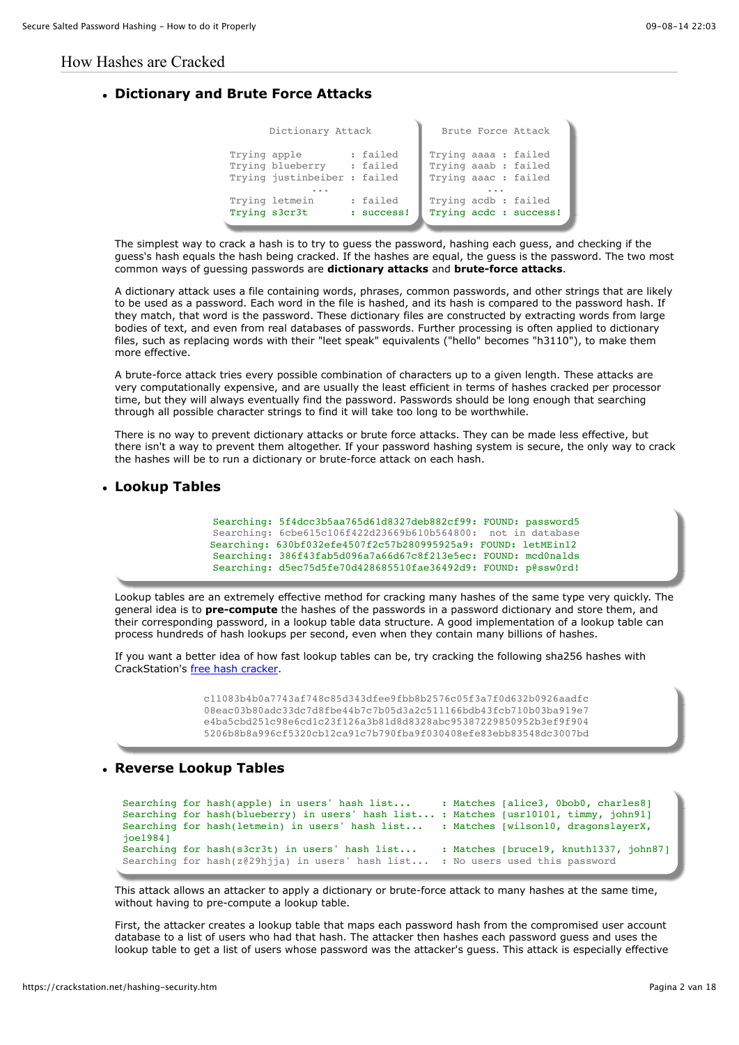## How Hashes are Cracked

- ### Dictionary and Brute Force Attacks

```
        Dictionary Attack

Trying apple        : failed
Trying blueberry    : failed
Trying justinbeiber : failed
            ...
Trying letmein      : failed
Trying s3cr3t       : success!
```

```
    Brute Force Attack

Trying aaaa : failed
Trying aaab : failed
Trying aaac : failed
         ...
Trying acdb : failed
Trying acdc : success!
```

The simplest way to crack a hash is to try to guess the password, hashing each guess, and checking if the guess's hash equals the hash being cracked. If the hashes are equal, the guess is the password. The two most common ways of guessing passwords are **dictionary attacks** and **brute-force attacks**.

A dictionary attack uses a file containing words, phrases, common passwords, and other strings that are likely to be used as a password. Each word in the file is hashed, and its hash is compared to the password hash. If they match, that word is the password. These dictionary files are constructed by extracting words from large bodies of text, and even from real databases of passwords. Further processing is often applied to dictionary files, such as replacing words with their "leet speak" equivalents ("hello" becomes "h3110"), to make them more effective.

A brute-force attack tries every possible combination of characters up to a given length. These attacks are very computationally expensive, and are usually the least efficient in terms of hashes cracked per processor time, but they will always eventually find the password. Passwords should be long enough that searching through all possible character strings to find it will take too long to be worthwhile.

There is no way to prevent dictionary attacks or brute force attacks. They can be made less effective, but there isn't a way to prevent them altogether. If your password hashing system is secure, the only way to crack the hashes will be to run a dictionary or brute-force attack on each hash.

- ### Lookup Tables

```
Searching: 5f4dcc3b5aa765d61d8327deb882cf99: FOUND: password5
Searching: 6cbe615c106f422d23669b610b564800:  not in database
Searching: 630bf032efe4507f2c57b280995925a9: FOUND: letMEin12
Searching: 386f43fab5d096a7a66d67c8f213e5ec: FOUND: mcd0nalds
Searching: d5ec75d5fe70d428685510fae36492d9: FOUND: p@ssw0rd!
```

Lookup tables are an extremely effective method for cracking many hashes of the same type very quickly. The general idea is to **pre-compute** the hashes of the passwords in a password dictionary and store them, and their corresponding password, in a lookup table data structure. A good implementation of a lookup table can process hundreds of hash lookups per second, even when they contain many billions of hashes.

If you want a better idea of how fast lookup tables can be, try cracking the following sha256 hashes with CrackStation's free hash cracker.

```
c11083b4b0a7743af748c85d343dfee9fbb8b2576c05f3a7f0d632b0926aadfc
08eac03b80adc33dc7d8fbe44b7c7b05d3a2c511166bdb43fcb710b03ba919e7
e4ba5cbd251c98e6cd1c23f126a3b81d8d8328abc95387229850952b3ef9f904
5206b8b8a996cf5320cb12ca91c7b790fba9f030408efe83ebb83548dc3007bd
```

- ### Reverse Lookup Tables

```
Searching for hash(apple) in users' hash list...     : Matches [alice3, 0bob0, charles8]
Searching for hash(blueberry) in users' hash list... : Matches [usr10101, timmy, john91]
Searching for hash(letmein) in users' hash list...   : Matches [wilson10, dragonslayerX,
joe1984]
Searching for hash(s3cr3t) in users' hash list...    : Matches [bruce19, knuth1337, john87]
Searching for hash(z@29hjja) in users' hash list...  : No users used this password
```

This attack allows an attacker to apply a dictionary or brute-force attack to many hashes at the same time, without having to pre-compute a lookup table.

First, the attacker creates a lookup table that maps each password hash from the compromised user account database to a list of users who had that hash. The attacker then hashes each password guess and uses the lookup table to get a list of users whose password was the attacker's guess. This attack is especially effective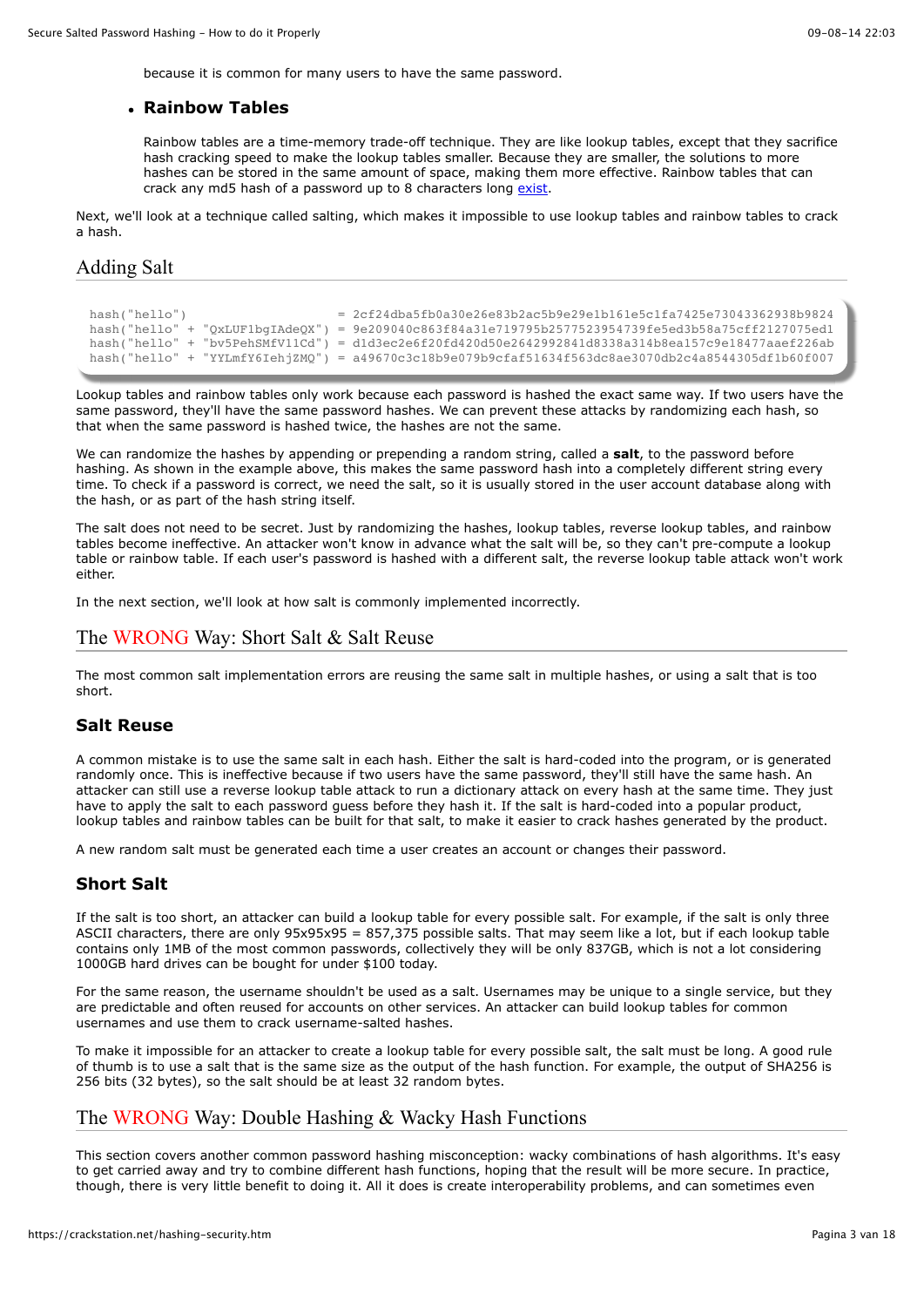because it is common for many users to have the same password.

- **Rainbow Tables**

  Rainbow tables are a time-memory trade-off technique. They are like lookup tables, except that they sacrifice hash cracking speed to make the lookup tables smaller. Because they are smaller, the solutions to more hashes can be stored in the same amount of space, making them more effective. Rainbow tables that can crack any md5 hash of a password up to 8 characters long exist.

Next, we'll look at a technique called salting, which makes it impossible to use lookup tables and rainbow tables to crack a hash.

## Adding Salt

```
hash("hello")                    = 2cf24dba5fb0a30e26e83b2ac5b9e29e1b161e5c1fa7425e73043362938b9824
hash("hello" + "QxLUF1bgIAdeQX") = 9e209040c863f84a31e719795b2577523954739fe5ed3b58a75cff2127075ed1
hash("hello" + "bv5PehSMfV11Cd") = d1d3ec2e6f20fd420d50e2642992841d8338a314b8ea157c9e18477aaef226ab
hash("hello" + "YYLmfY6IehjZMQ") = a49670c3c18b9e079b9cfaf51634f563dc8ae3070db2c4a8544305df1b60f007
```

Lookup tables and rainbow tables only work because each password is hashed the exact same way. If two users have the same password, they'll have the same password hashes. We can prevent these attacks by randomizing each hash, so that when the same password is hashed twice, the hashes are not the same.

We can randomize the hashes by appending or prepending a random string, called a **salt**, to the password before hashing. As shown in the example above, this makes the same password hash into a completely different string every time. To check if a password is correct, we need the salt, so it is usually stored in the user account database along with the hash, or as part of the hash string itself.

The salt does not need to be secret. Just by randomizing the hashes, lookup tables, reverse lookup tables, and rainbow tables become ineffective. An attacker won't know in advance what the salt will be, so they can't pre-compute a lookup table or rainbow table. If each user's password is hashed with a different salt, the reverse lookup table attack won't work either.

In the next section, we'll look at how salt is commonly implemented incorrectly.

## The WRONG Way: Short Salt & Salt Reuse

The most common salt implementation errors are reusing the same salt in multiple hashes, or using a salt that is too short.

### Salt Reuse

A common mistake is to use the same salt in each hash. Either the salt is hard-coded into the program, or is generated randomly once. This is ineffective because if two users have the same password, they'll still have the same hash. An attacker can still use a reverse lookup table attack to run a dictionary attack on every hash at the same time. They just have to apply the salt to each password guess before they hash it. If the salt is hard-coded into a popular product, lookup tables and rainbow tables can be built for that salt, to make it easier to crack hashes generated by the product.

A new random salt must be generated each time a user creates an account or changes their password.

### Short Salt

If the salt is too short, an attacker can build a lookup table for every possible salt. For example, if the salt is only three ASCII characters, there are only 95x95x95 = 857,375 possible salts. That may seem like a lot, but if each lookup table contains only 1MB of the most common passwords, collectively they will be only 837GB, which is not a lot considering 1000GB hard drives can be bought for under $100 today.

For the same reason, the username shouldn't be used as a salt. Usernames may be unique to a single service, but they are predictable and often reused for accounts on other services. An attacker can build lookup tables for common usernames and use them to crack username-salted hashes.

To make it impossible for an attacker to create a lookup table for every possible salt, the salt must be long. A good rule of thumb is to use a salt that is the same size as the output of the hash function. For example, the output of SHA256 is 256 bits (32 bytes), so the salt should be at least 32 random bytes.

## The WRONG Way: Double Hashing & Wacky Hash Functions

This section covers another common password hashing misconception: wacky combinations of hash algorithms. It's easy to get carried away and try to combine different hash functions, hoping that the result will be more secure. In practice, though, there is very little benefit to doing it. All it does is create interoperability problems, and can sometimes even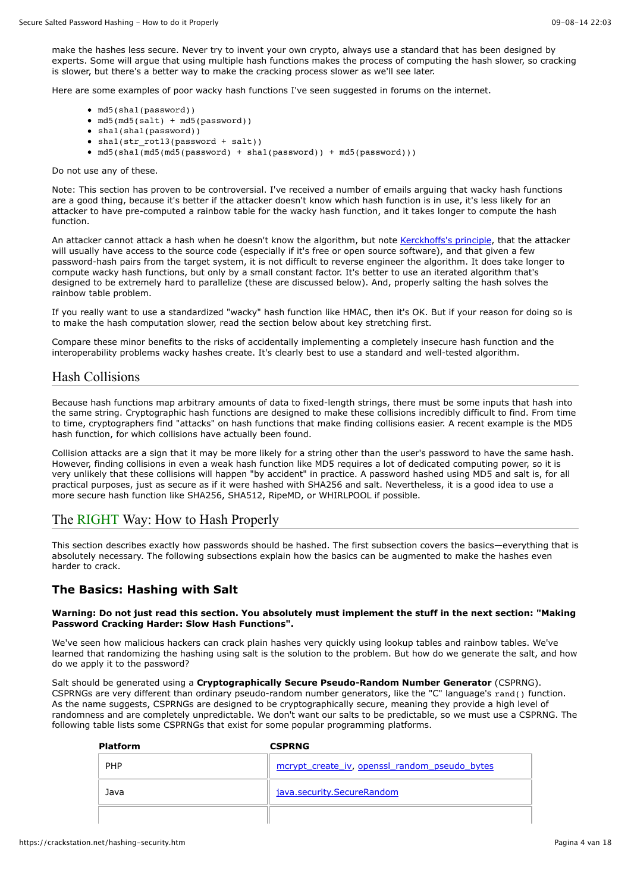make the hashes less secure. Never try to invent your own crypto, always use a standard that has been designed by experts. Some will argue that using multiple hash functions makes the process of computing the hash slower, so cracking is slower, but there's a better way to make the cracking process slower as we'll see later.

Here are some examples of poor wacky hash functions I've seen suggested in forums on the internet.

- `md5(sha1(password))`
- `md5(md5(salt) + md5(password))`
- `sha1(sha1(password))`
- `sha1(str_rot13(password + salt))`
- `md5(sha1(md5(md5(password) + sha1(password)) + md5(password)))`

Do not use any of these.

Note: This section has proven to be controversial. I've received a number of emails arguing that wacky hash functions are a good thing, because it's better if the attacker doesn't know which hash function is in use, it's less likely for an attacker to have pre-computed a rainbow table for the wacky hash function, and it takes longer to compute the hash function.

An attacker cannot attack a hash when he doesn't know the algorithm, but note [Kerckhoffs's principle](), that the attacker will usually have access to the source code (especially if it's free or open source software), and that given a few password-hash pairs from the target system, it is not difficult to reverse engineer the algorithm. It does take longer to compute wacky hash functions, but only by a small constant factor. It's better to use an iterated algorithm that's designed to be extremely hard to parallelize (these are discussed below). And, properly salting the hash solves the rainbow table problem.

If you really want to use a standardized "wacky" hash function like HMAC, then it's OK. But if your reason for doing so is to make the hash computation slower, read the section below about key stretching first.

Compare these minor benefits to the risks of accidentally implementing a completely insecure hash function and the interoperability problems wacky hashes create. It's clearly best to use a standard and well-tested algorithm.

## Hash Collisions

Because hash functions map arbitrary amounts of data to fixed-length strings, there must be some inputs that hash into the same string. Cryptographic hash functions are designed to make these collisions incredibly difficult to find. From time to time, cryptographers find "attacks" on hash functions that make finding collisions easier. A recent example is the MD5 hash function, for which collisions have actually been found.

Collision attacks are a sign that it may be more likely for a string other than the user's password to have the same hash. However, finding collisions in even a weak hash function like MD5 requires a lot of dedicated computing power, so it is very unlikely that these collisions will happen "by accident" in practice. A password hashed using MD5 and salt is, for all practical purposes, just as secure as if it were hashed with SHA256 and salt. Nevertheless, it is a good idea to use a more secure hash function like SHA256, SHA512, RipeMD, or WHIRLPOOL if possible.

## The RIGHT Way: How to Hash Properly

This section describes exactly how passwords should be hashed. The first subsection covers the basics—everything that is absolutely necessary. The following subsections explain how the basics can be augmented to make the hashes even harder to crack.

### The Basics: Hashing with Salt

**Warning: Do not just read this section. You absolutely must implement the stuff in the next section: "Making Password Cracking Harder: Slow Hash Functions".**

We've seen how malicious hackers can crack plain hashes very quickly using lookup tables and rainbow tables. We've learned that randomizing the hashing using salt is the solution to the problem. But how do we generate the salt, and how do we apply it to the password?

Salt should be generated using a **Cryptographically Secure Pseudo-Random Number Generator** (CSPRNG). CSPRNGs are very different than ordinary pseudo-random number generators, like the "C" language's `rand()` function. As the name suggests, CSPRNGs are designed to be cryptographically secure, meaning they provide a high level of randomness and are completely unpredictable. We don't want our salts to be predictable, so we must use a CSPRNG. The following table lists some CSPRNGs that exist for some popular programming platforms.

| Platform | CSPRNG |
|---|---|
| PHP | mcrypt_create_iv, openssl_random_pseudo_bytes |
| Java | java.security.SecureRandom |
| | |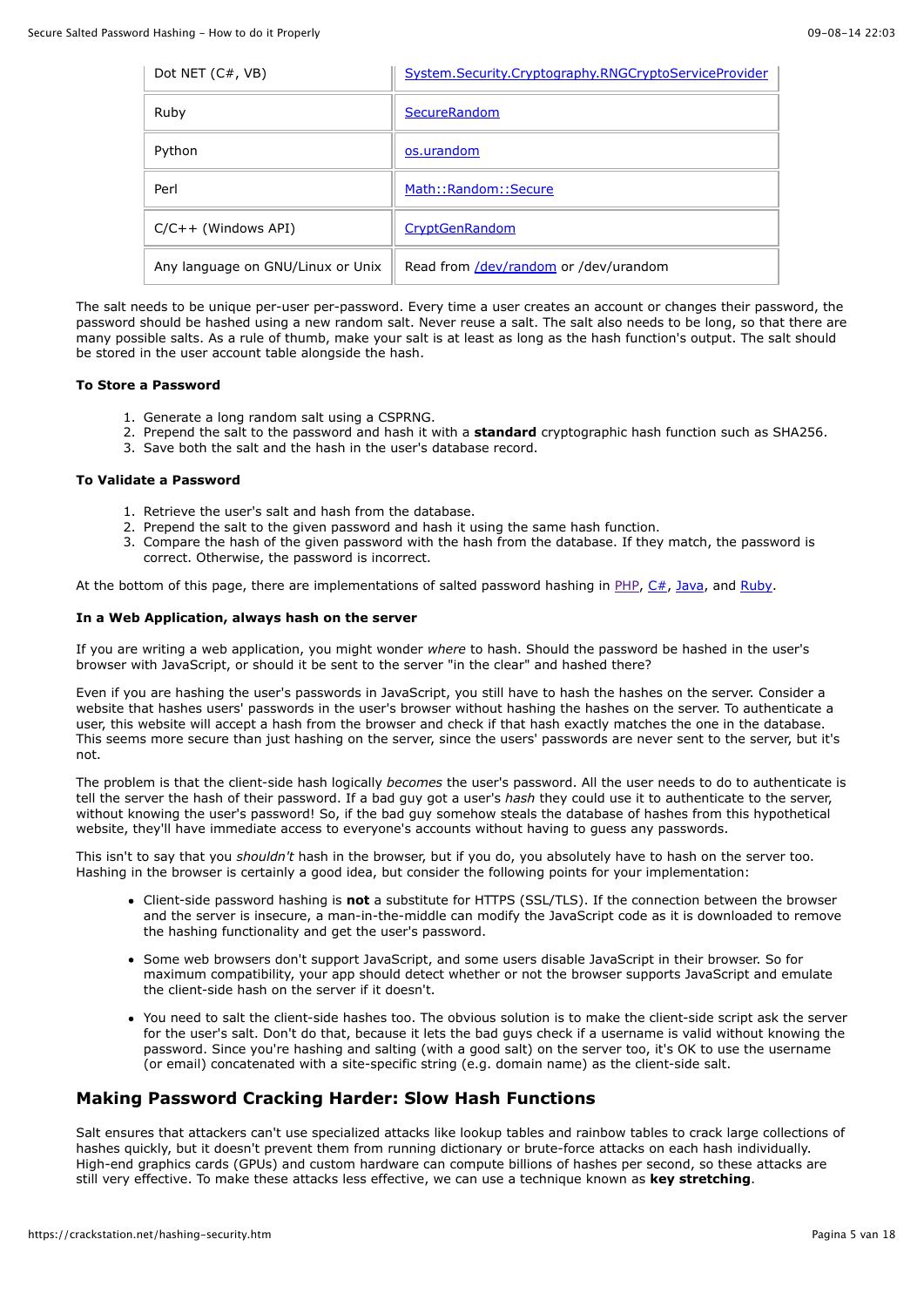| Dot NET (C#, VB) | System.Security.Cryptography.RNGCryptoServiceProvider |
|---|---|
| Ruby | SecureRandom |
| Python | os.urandom |
| Perl | Math::Random::Secure |
| C/C++ (Windows API) | CryptGenRandom |
| Any language on GNU/Linux or Unix | Read from /dev/random or /dev/urandom |

The salt needs to be unique per-user per-password. Every time a user creates an account or changes their password, the password should be hashed using a new random salt. Never reuse a salt. The salt also needs to be long, so that there are many possible salts. As a rule of thumb, make your salt is at least as long as the hash function's output. The salt should be stored in the user account table alongside the hash.

#### To Store a Password

1. Generate a long random salt using a CSPRNG.
2. Prepend the salt to the password and hash it with a **standard** cryptographic hash function such as SHA256.
3. Save both the salt and the hash in the user's database record.

#### To Validate a Password

1. Retrieve the user's salt and hash from the database.
2. Prepend the salt to the given password and hash it using the same hash function.
3. Compare the hash of the given password with the hash from the database. If they match, the password is correct. Otherwise, the password is incorrect.

At the bottom of this page, there are implementations of salted password hashing in PHP, C#, Java, and Ruby.

#### In a Web Application, always hash on the server

If you are writing a web application, you might wonder *where* to hash. Should the password be hashed in the user's browser with JavaScript, or should it be sent to the server "in the clear" and hashed there?

Even if you are hashing the user's passwords in JavaScript, you still have to hash the hashes on the server. Consider a website that hashes users' passwords in the user's browser without hashing the hashes on the server. To authenticate a user, this website will accept a hash from the browser and check if that hash exactly matches the one in the database. This seems more secure than just hashing on the server, since the users' passwords are never sent to the server, but it's not.

The problem is that the client-side hash logically *becomes* the user's password. All the user needs to do to authenticate is tell the server the hash of their password. If a bad guy got a user's *hash* they could use it to authenticate to the server, without knowing the user's password! So, if the bad guy somehow steals the database of hashes from this hypothetical website, they'll have immediate access to everyone's accounts without having to guess any passwords.

This isn't to say that you *shouldn't* hash in the browser, but if you do, you absolutely have to hash on the server too. Hashing in the browser is certainly a good idea, but consider the following points for your implementation:

- Client-side password hashing is **not** a substitute for HTTPS (SSL/TLS). If the connection between the browser and the server is insecure, a man-in-the-middle can modify the JavaScript code as it is downloaded to remove the hashing functionality and get the user's password.

- Some web browsers don't support JavaScript, and some users disable JavaScript in their browser. So for maximum compatibility, your app should detect whether or not the browser supports JavaScript and emulate the client-side hash on the server if it doesn't.

- You need to salt the client-side hashes too. The obvious solution is to make the client-side script ask the server for the user's salt. Don't do that, because it lets the bad guys check if a username is valid without knowing the password. Since you're hashing and salting (with a good salt) on the server too, it's OK to use the username (or email) concatenated with a site-specific string (e.g. domain name) as the client-side salt.

## Making Password Cracking Harder: Slow Hash Functions

Salt ensures that attackers can't use specialized attacks like lookup tables and rainbow tables to crack large collections of hashes quickly, but it doesn't prevent them from running dictionary or brute-force attacks on each hash individually. High-end graphics cards (GPUs) and custom hardware can compute billions of hashes per second, so these attacks are still very effective. To make these attacks less effective, we can use a technique known as **key stretching**.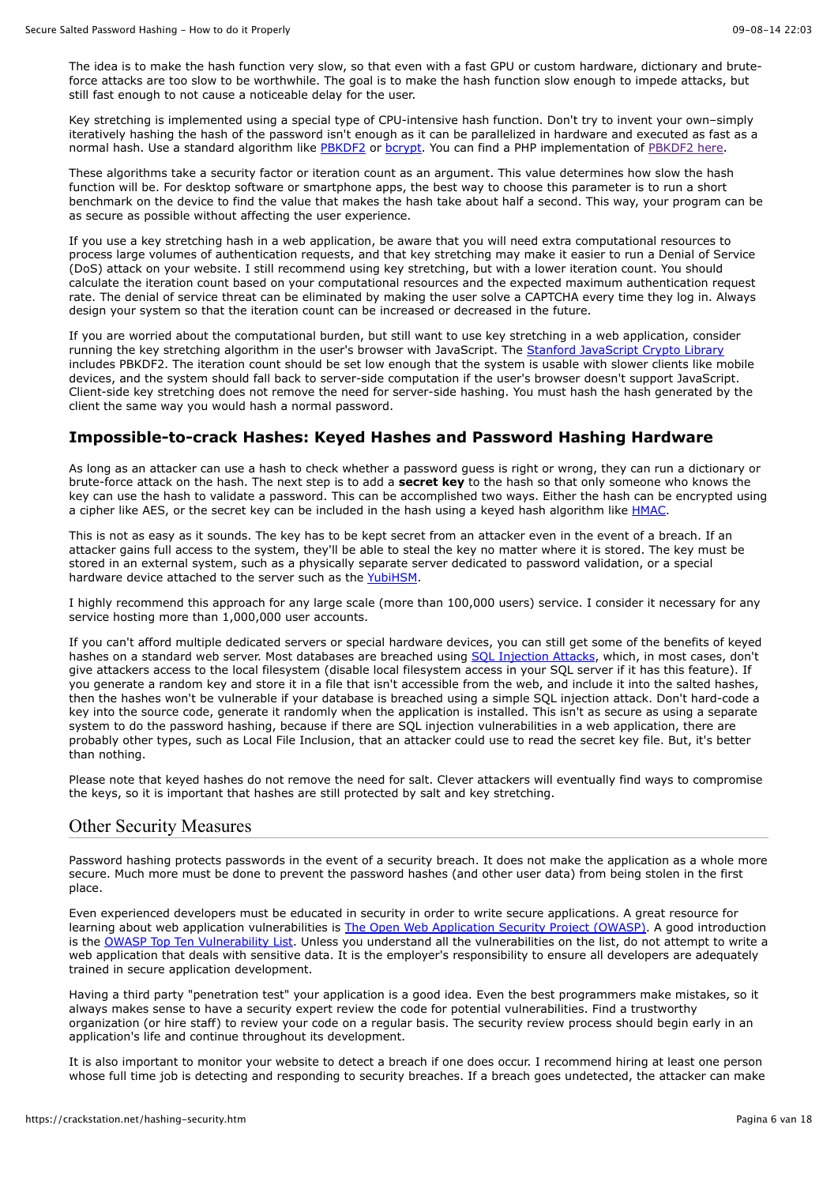The idea is to make the hash function very slow, so that even with a fast GPU or custom hardware, dictionary and brute-force attacks are too slow to be worthwhile. The goal is to make the hash function slow enough to impede attacks, but still fast enough to not cause a noticeable delay for the user.

Key stretching is implemented using a special type of CPU-intensive hash function. Don't try to invent your own–simply iteratively hashing the hash of the password isn't enough as it can be parallelized in hardware and executed as fast as a normal hash. Use a standard algorithm like PBKDF2 or bcrypt. You can find a PHP implementation of PBKDF2 here.

These algorithms take a security factor or iteration count as an argument. This value determines how slow the hash function will be. For desktop software or smartphone apps, the best way to choose this parameter is to run a short benchmark on the device to find the value that makes the hash take about half a second. This way, your program can be as secure as possible without affecting the user experience.

If you use a key stretching hash in a web application, be aware that you will need extra computational resources to process large volumes of authentication requests, and that key stretching may make it easier to run a Denial of Service (DoS) attack on your website. I still recommend using key stretching, but with a lower iteration count. You should calculate the iteration count based on your computational resources and the expected maximum authentication request rate. The denial of service threat can be eliminated by making the user solve a CAPTCHA every time they log in. Always design your system so that the iteration count can be increased or decreased in the future.

If you are worried about the computational burden, but still want to use key stretching in a web application, consider running the key stretching algorithm in the user's browser with JavaScript. The Stanford JavaScript Crypto Library includes PBKDF2. The iteration count should be set low enough that the system is usable with slower clients like mobile devices, and the system should fall back to server-side computation if the user's browser doesn't support JavaScript. Client-side key stretching does not remove the need for server-side hashing. You must hash the hash generated by the client the same way you would hash a normal password.

### Impossible-to-crack Hashes: Keyed Hashes and Password Hashing Hardware

As long as an attacker can use a hash to check whether a password guess is right or wrong, they can run a dictionary or brute-force attack on the hash. The next step is to add a **secret key** to the hash so that only someone who knows the key can use the hash to validate a password. This can be accomplished two ways. Either the hash can be encrypted using a cipher like AES, or the secret key can be included in the hash using a keyed hash algorithm like HMAC.

This is not as easy as it sounds. The key has to be kept secret from an attacker even in the event of a breach. If an attacker gains full access to the system, they'll be able to steal the key no matter where it is stored. The key must be stored in an external system, such as a physically separate server dedicated to password validation, or a special hardware device attached to the server such as the YubiHSM.

I highly recommend this approach for any large scale (more than 100,000 users) service. I consider it necessary for any service hosting more than 1,000,000 user accounts.

If you can't afford multiple dedicated servers or special hardware devices, you can still get some of the benefits of keyed hashes on a standard web server. Most databases are breached using SQL Injection Attacks, which, in most cases, don't give attackers access to the local filesystem (disable local filesystem access in your SQL server if it has this feature). If you generate a random key and store it in a file that isn't accessible from the web, and include it into the salted hashes, then the hashes won't be vulnerable if your database is breached using a simple SQL injection attack. Don't hard-code a key into the source code, generate it randomly when the application is installed. This isn't as secure as using a separate system to do the password hashing, because if there are SQL injection vulnerabilities in a web application, there are probably other types, such as Local File Inclusion, that an attacker could use to read the secret key file. But, it's better than nothing.

Please note that keyed hashes do not remove the need for salt. Clever attackers will eventually find ways to compromise the keys, so it is important that hashes are still protected by salt and key stretching.

## Other Security Measures

Password hashing protects passwords in the event of a security breach. It does not make the application as a whole more secure. Much more must be done to prevent the password hashes (and other user data) from being stolen in the first place.

Even experienced developers must be educated in security in order to write secure applications. A great resource for learning about web application vulnerabilities is The Open Web Application Security Project (OWASP). A good introduction is the OWASP Top Ten Vulnerability List. Unless you understand all the vulnerabilities on the list, do not attempt to write a web application that deals with sensitive data. It is the employer's responsibility to ensure all developers are adequately trained in secure application development.

Having a third party "penetration test" your application is a good idea. Even the best programmers make mistakes, so it always makes sense to have a security expert review the code for potential vulnerabilities. Find a trustworthy organization (or hire staff) to review your code on a regular basis. The security review process should begin early in an application's life and continue throughout its development.

It is also important to monitor your website to detect a breach if one does occur. I recommend hiring at least one person whose full time job is detecting and responding to security breaches. If a breach goes undetected, the attacker can make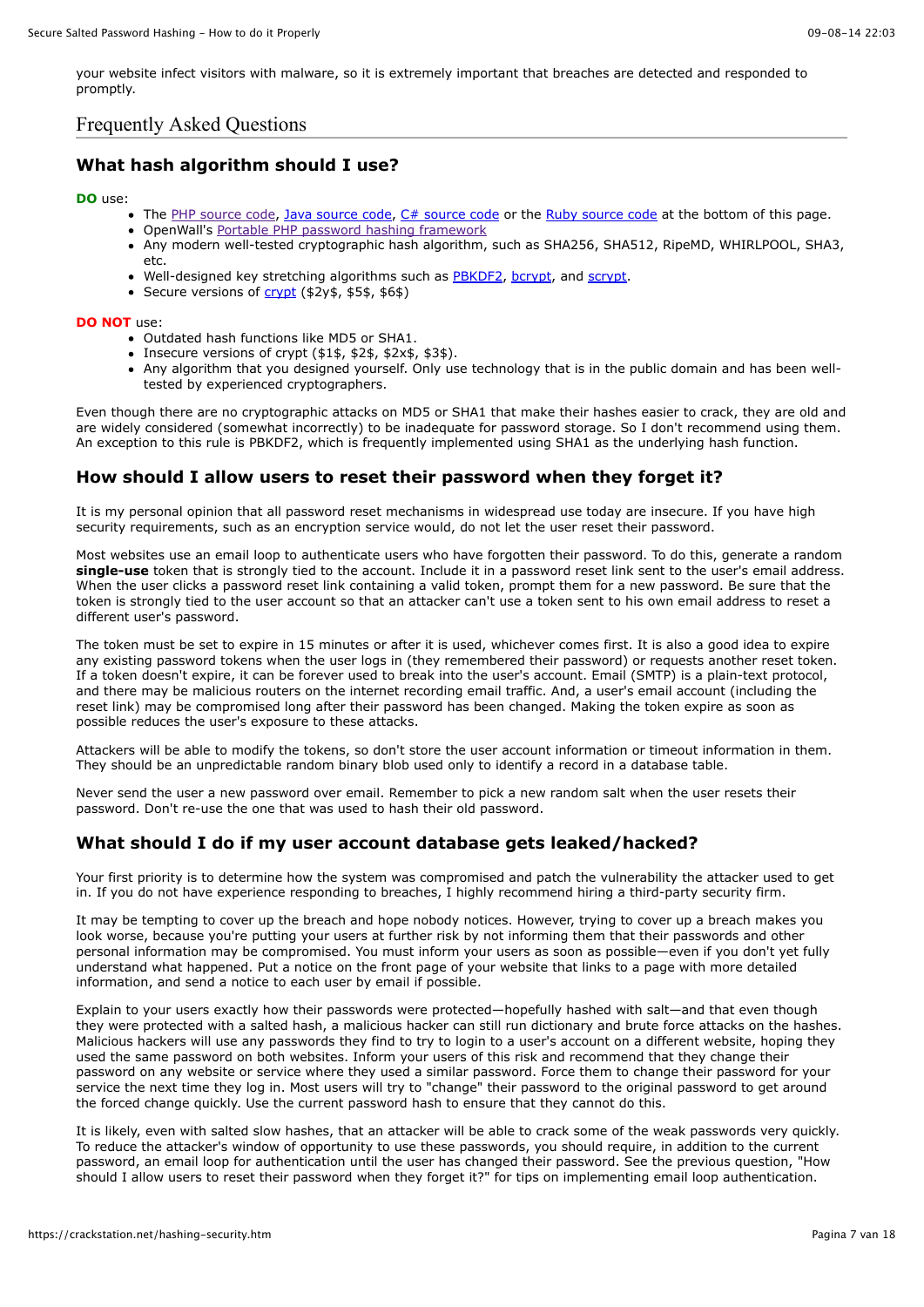your website infect visitors with malware, so it is extremely important that breaches are detected and responded to promptly.

## Frequently Asked Questions

### What hash algorithm should I use?

**DO** use:

- The PHP source code, Java source code, C# source code or the Ruby source code at the bottom of this page.
- OpenWall's Portable PHP password hashing framework
- Any modern well-tested cryptographic hash algorithm, such as SHA256, SHA512, RipeMD, WHIRLPOOL, SHA3, etc.
- Well-designed key stretching algorithms such as PBKDF2, bcrypt, and scrypt.
- Secure versions of crypt ($2y$, $5$, $6$)

**DO NOT** use:

- Outdated hash functions like MD5 or SHA1.
- Insecure versions of crypt ($1$, $2$, $2x$, $3$).
- Any algorithm that you designed yourself. Only use technology that is in the public domain and has been well-tested by experienced cryptographers.

Even though there are no cryptographic attacks on MD5 or SHA1 that make their hashes easier to crack, they are old and are widely considered (somewhat incorrectly) to be inadequate for password storage. So I don't recommend using them. An exception to this rule is PBKDF2, which is frequently implemented using SHA1 as the underlying hash function.

### How should I allow users to reset their password when they forget it?

It is my personal opinion that all password reset mechanisms in widespread use today are insecure. If you have high security requirements, such as an encryption service would, do not let the user reset their password.

Most websites use an email loop to authenticate users who have forgotten their password. To do this, generate a random **single-use** token that is strongly tied to the account. Include it in a password reset link sent to the user's email address. When the user clicks a password reset link containing a valid token, prompt them for a new password. Be sure that the token is strongly tied to the user account so that an attacker can't use a token sent to his own email address to reset a different user's password.

The token must be set to expire in 15 minutes or after it is used, whichever comes first. It is also a good idea to expire any existing password tokens when the user logs in (they remembered their password) or requests another reset token. If a token doesn't expire, it can be forever used to break into the user's account. Email (SMTP) is a plain-text protocol, and there may be malicious routers on the internet recording email traffic. And, a user's email account (including the reset link) may be compromised long after their password has been changed. Making the token expire as soon as possible reduces the user's exposure to these attacks.

Attackers will be able to modify the tokens, so don't store the user account information or timeout information in them. They should be an unpredictable random binary blob used only to identify a record in a database table.

Never send the user a new password over email. Remember to pick a new random salt when the user resets their password. Don't re-use the one that was used to hash their old password.

### What should I do if my user account database gets leaked/hacked?

Your first priority is to determine how the system was compromised and patch the vulnerability the attacker used to get in. If you do not have experience responding to breaches, I highly recommend hiring a third-party security firm.

It may be tempting to cover up the breach and hope nobody notices. However, trying to cover up a breach makes you look worse, because you're putting your users at further risk by not informing them that their passwords and other personal information may be compromised. You must inform your users as soon as possible—even if you don't yet fully understand what happened. Put a notice on the front page of your website that links to a page with more detailed information, and send a notice to each user by email if possible.

Explain to your users exactly how their passwords were protected—hopefully hashed with salt—and that even though they were protected with a salted hash, a malicious hacker can still run dictionary and brute force attacks on the hashes. Malicious hackers will use any passwords they find to try to login to a user's account on a different website, hoping they used the same password on both websites. Inform your users of this risk and recommend that they change their password on any website or service where they used a similar password. Force them to change their password for your service the next time they log in. Most users will try to "change" their password to the original password to get around the forced change quickly. Use the current password hash to ensure that they cannot do this.

It is likely, even with salted slow hashes, that an attacker will be able to crack some of the weak passwords very quickly. To reduce the attacker's window of opportunity to use these passwords, you should require, in addition to the current password, an email loop for authentication until the user has changed their password. See the previous question, "How should I allow users to reset their password when they forget it?" for tips on implementing email loop authentication.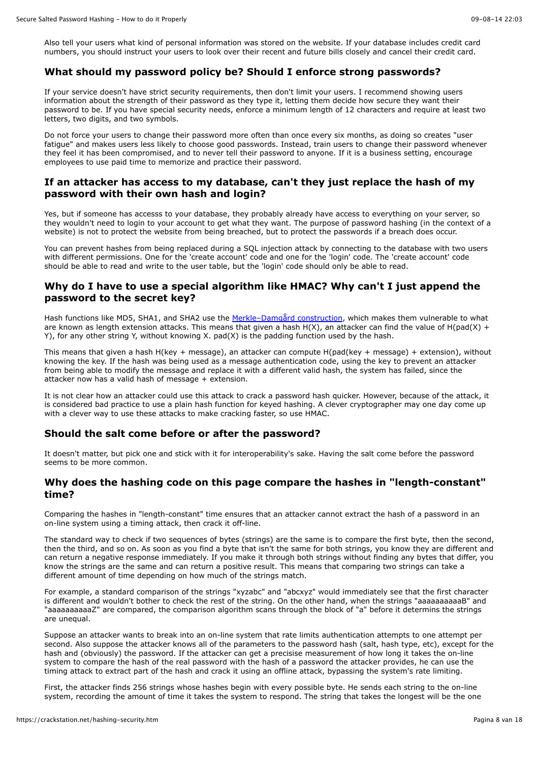Also tell your users what kind of personal information was stored on the website. If your database includes credit card numbers, you should instruct your users to look over their recent and future bills closely and cancel their credit card.

### What should my password policy be? Should I enforce strong passwords?

If your service doesn't have strict security requirements, then don't limit your users. I recommend showing users information about the strength of their password as they type it, letting them decide how secure they want their password to be. If you have special security needs, enforce a minimum length of 12 characters and require at least two letters, two digits, and two symbols.

Do not force your users to change their password more often than once every six months, as doing so creates "user fatigue" and makes users less likely to choose good passwords. Instead, train users to change their password whenever they feel it has been compromised, and to never tell their password to anyone. If it is a business setting, encourage employees to use paid time to memorize and practice their password.

### If an attacker has access to my database, can't they just replace the hash of my password with their own hash and login?

Yes, but if someone has accesss to your database, they probably already have access to everything on your server, so they wouldn't need to login to your account to get what they want. The purpose of password hashing (in the context of a website) is not to protect the website from being breached, but to protect the passwords if a breach does occur.

You can prevent hashes from being replaced during a SQL injection attack by connecting to the database with two users with different permissions. One for the 'create account' code and one for the 'login' code. The 'create account' code should be able to read and write to the user table, but the 'login' code should only be able to read.

### Why do I have to use a special algorithm like HMAC? Why can't I just append the password to the secret key?

Hash functions like MD5, SHA1, and SHA2 use the [Merkle–Damgård construction](), which makes them vulnerable to what are known as length extension attacks. This means that given a hash H(X), an attacker can find the value of H(pad(X) + Y), for any other string Y, without knowing X. pad(X) is the padding function used by the hash.

This means that given a hash H(key + message), an attacker can compute H(pad(key + message) + extension), without knowing the key. If the hash was being used as a message authentication code, using the key to prevent an attacker from being able to modify the message and replace it with a different valid hash, the system has failed, since the attacker now has a valid hash of message + extension.

It is not clear how an attacker could use this attack to crack a password hash quicker. However, because of the attack, it is considered bad practice to use a plain hash function for keyed hashing. A clever cryptographer may one day come up with a clever way to use these attacks to make cracking faster, so use HMAC.

### Should the salt come before or after the password?

It doesn't matter, but pick one and stick with it for interoperability's sake. Having the salt come before the password seems to be more common.

### Why does the hashing code on this page compare the hashes in "length-constant" time?

Comparing the hashes in "length-constant" time ensures that an attacker cannot extract the hash of a password in an on-line system using a timing attack, then crack it off-line.

The standard way to check if two sequences of bytes (strings) are the same is to compare the first byte, then the second, then the third, and so on. As soon as you find a byte that isn't the same for both strings, you know they are different and can return a negative response immediately. If you make it through both strings without finding any bytes that differ, you know the strings are the same and can return a positive result. This means that comparing two strings can take a different amount of time depending on how much of the strings match.

For example, a standard comparison of the strings "xyzabc" and "abcxyz" would immediately see that the first character is different and wouldn't bother to check the rest of the string. On the other hand, when the strings "aaaaaaaaaaB" and "aaaaaaaaaaZ" are compared, the comparison algorithm scans through the block of "a" before it determins the strings are unequal.

Suppose an attacker wants to break into an on-line system that rate limits authentication attempts to one attempt per second. Also suppose the attacker knows all of the parameters to the password hash (salt, hash type, etc), except for the hash and (obviously) the password. If the attacker can get a precisise measurement of how long it takes the on-line system to compare the hash of the real password with the hash of a password the attacker provides, he can use the timing attack to extract part of the hash and crack it using an offline attack, bypassing the system's rate limiting.

First, the attacker finds 256 strings whose hashes begin with every possible byte. He sends each string to the on-line system, recording the amount of time it takes the system to respond. The string that takes the longest will be the one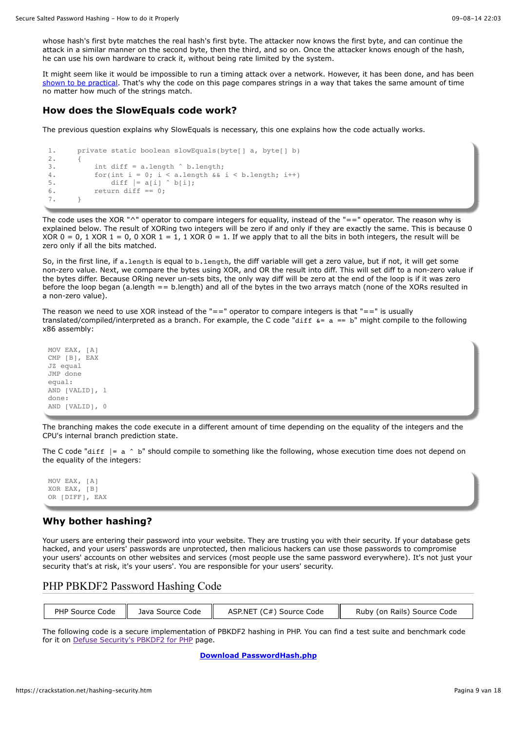whose hash's first byte matches the real hash's first byte. The attacker now knows the first byte, and can continue the attack in a similar manner on the second byte, then the third, and so on. Once the attacker knows enough of the hash, he can use his own hardware to crack it, without being rate limited by the system.

It might seem like it would be impossible to run a timing attack over a network. However, it has been done, and has been shown to be practical. That's why the code on this page compares strings in a way that takes the same amount of time no matter how much of the strings match.

### How does the SlowEquals code work?

The previous question explains why SlowEquals is necessary, this one explains how the code actually works.

```
1.      private static boolean slowEquals(byte[] a, byte[] b)
2.      {
3.          int diff = a.length ^ b.length;
4.          for(int i = 0; i < a.length && i < b.length; i++)
5.              diff |= a[i] ^ b[i];
6.          return diff == 0;
7.      }
```

The code uses the XOR "^" operator to compare integers for equality, instead of the "==" operator. The reason why is explained below. The result of XORing two integers will be zero if and only if they are exactly the same. This is because 0 XOR 0 = 0, 1 XOR 1 = 0, 0 XOR 1 = 1, 1 XOR 0 = 1. If we apply that to all the bits in both integers, the result will be zero only if all the bits matched.

So, in the first line, if `a.length` is equal to `b.length`, the diff variable will get a zero value, but if not, it will get some non-zero value. Next, we compare the bytes using XOR, and OR the result into diff. This will set diff to a non-zero value if the bytes differ. Because ORing never un-sets bits, the only way diff will be zero at the end of the loop is if it was zero before the loop began (a.length == b.length) and all of the bytes in the two arrays match (none of the XORs resulted in a non-zero value).

The reason we need to use XOR instead of the "==" operator to compare integers is that "==" is usually translated/compiled/interpreted as a branch. For example, the C code "`diff &= a == b`" might compile to the following x86 assembly:

```
MOV EAX, [A]
CMP [B], EAX
JZ equal
JMP done
equal:
AND [VALID], 1
done:
AND [VALID], 0
```

The branching makes the code execute in a different amount of time depending on the equality of the integers and the CPU's internal branch prediction state.

The C code "`diff |= a ^ b`" should compile to something like the following, whose execution time does not depend on the equality of the integers:

```
MOV EAX, [A]
XOR EAX, [B]
OR [DIFF], EAX
```

### Why bother hashing?

Your users are entering their password into your website. They are trusting you with their security. If your database gets hacked, and your users' passwords are unprotected, then malicious hackers can use those passwords to compromise your users' accounts on other websites and services (most people use the same password everywhere). It's not just your security that's at risk, it's your users'. You are responsible for your users' security.

## PHP PBKDF2 Password Hashing Code

| PHP Source Code | Java Source Code | ASP.NET (C#) Source Code | Ruby (on Rails) Source Code |
|---|---|---|---|

The following code is a secure implementation of PBKDF2 hashing in PHP. You can find a test suite and benchmark code for it on Defuse Security's PBKDF2 for PHP page.

**Download PasswordHash.php**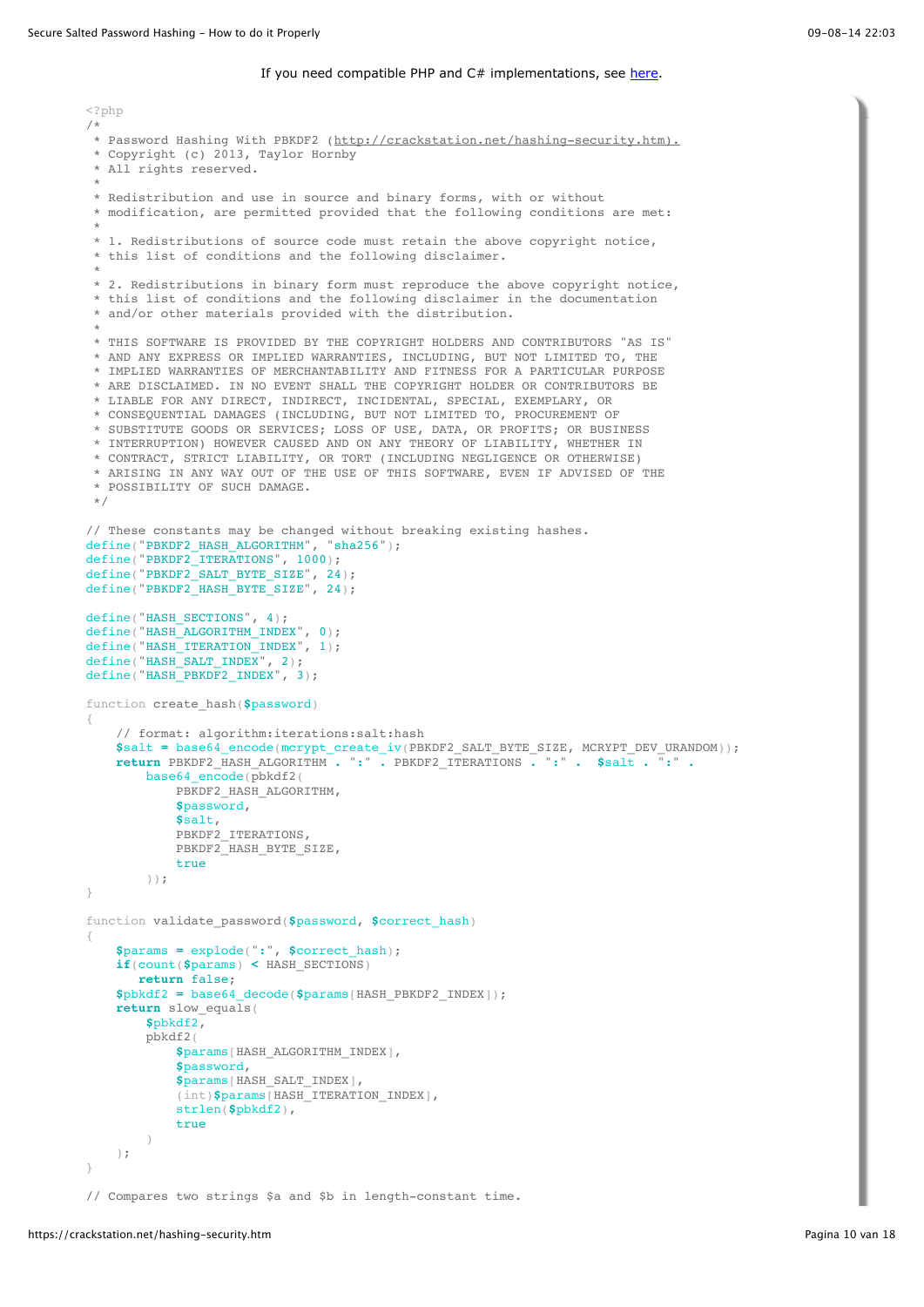If you need compatible PHP and C# implementations, see here.

```php
<?php
/*
 * Password Hashing With PBKDF2 (http://crackstation.net/hashing-security.htm).
 * Copyright (c) 2013, Taylor Hornby
 * All rights reserved.
 *
 * Redistribution and use in source and binary forms, with or without
 * modification, are permitted provided that the following conditions are met:
 *
 * 1. Redistributions of source code must retain the above copyright notice,
 * this list of conditions and the following disclaimer.
 *
 * 2. Redistributions in binary form must reproduce the above copyright notice,
 * this list of conditions and the following disclaimer in the documentation
 * and/or other materials provided with the distribution.
 *
 * THIS SOFTWARE IS PROVIDED BY THE COPYRIGHT HOLDERS AND CONTRIBUTORS "AS IS"
 * AND ANY EXPRESS OR IMPLIED WARRANTIES, INCLUDING, BUT NOT LIMITED TO, THE
 * IMPLIED WARRANTIES OF MERCHANTABILITY AND FITNESS FOR A PARTICULAR PURPOSE
 * ARE DISCLAIMED. IN NO EVENT SHALL THE COPYRIGHT HOLDER OR CONTRIBUTORS BE
 * LIABLE FOR ANY DIRECT, INDIRECT, INCIDENTAL, SPECIAL, EXEMPLARY, OR
 * CONSEQUENTIAL DAMAGES (INCLUDING, BUT NOT LIMITED TO, PROCUREMENT OF
 * SUBSTITUTE GOODS OR SERVICES; LOSS OF USE, DATA, OR PROFITS; OR BUSINESS
 * INTERRUPTION) HOWEVER CAUSED AND ON ANY THEORY OF LIABILITY, WHETHER IN
 * CONTRACT, STRICT LIABILITY, OR TORT (INCLUDING NEGLIGENCE OR OTHERWISE)
 * ARISING IN ANY WAY OUT OF THE USE OF THIS SOFTWARE, EVEN IF ADVISED OF THE
 * POSSIBILITY OF SUCH DAMAGE.
 */

// These constants may be changed without breaking existing hashes.
define("PBKDF2_HASH_ALGORITHM", "sha256");
define("PBKDF2_ITERATIONS", 1000);
define("PBKDF2_SALT_BYTE_SIZE", 24);
define("PBKDF2_HASH_BYTE_SIZE", 24);

define("HASH_SECTIONS", 4);
define("HASH_ALGORITHM_INDEX", 0);
define("HASH_ITERATION_INDEX", 1);
define("HASH_SALT_INDEX", 2);
define("HASH_PBKDF2_INDEX", 3);

function create_hash($password)
{
    // format: algorithm:iterations:salt:hash
    $salt = base64_encode(mcrypt_create_iv(PBKDF2_SALT_BYTE_SIZE, MCRYPT_DEV_URANDOM));
    return PBKDF2_HASH_ALGORITHM . ":" . PBKDF2_ITERATIONS . ":" .  $salt . ":" .
        base64_encode(pbkdf2(
            PBKDF2_HASH_ALGORITHM,
            $password,
            $salt,
            PBKDF2_ITERATIONS,
            PBKDF2_HASH_BYTE_SIZE,
            true
        ));
}

function validate_password($password, $correct_hash)
{
    $params = explode(":", $correct_hash);
    if(count($params) < HASH_SECTIONS)
       return false;
    $pbkdf2 = base64_decode($params[HASH_PBKDF2_INDEX]);
    return slow_equals(
        $pbkdf2,
        pbkdf2(
            $params[HASH_ALGORITHM_INDEX],
            $password,
            $params[HASH_SALT_INDEX],
            (int)$params[HASH_ITERATION_INDEX],
            strlen($pbkdf2),
            true
        )
    );
}

// Compares two strings $a and $b in length-constant time.
```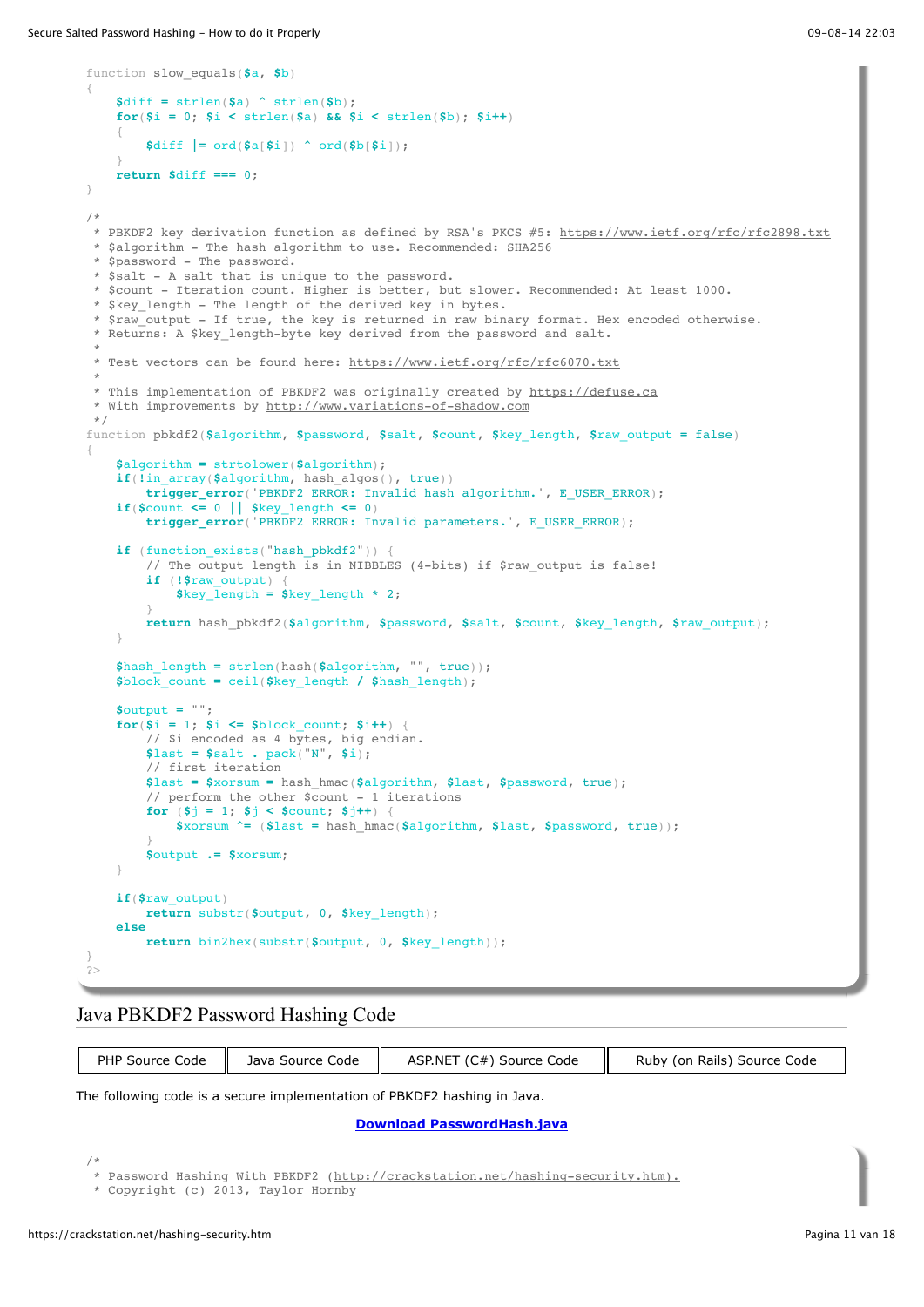```php
function slow_equals($a, $b)
{
    $diff = strlen($a) ^ strlen($b);
    for($i = 0; $i < strlen($a) && $i < strlen($b); $i++)
    {
        $diff |= ord($a[$i]) ^ ord($b[$i]);
    }
    return $diff === 0;
}

/*
 * PBKDF2 key derivation function as defined by RSA's PKCS #5: https://www.ietf.org/rfc/rfc2898.txt
 * $algorithm - The hash algorithm to use. Recommended: SHA256
 * $password - The password.
 * $salt - A salt that is unique to the password.
 * $count - Iteration count. Higher is better, but slower. Recommended: At least 1000.
 * $key_length - The length of the derived key in bytes.
 * $raw_output - If true, the key is returned in raw binary format. Hex encoded otherwise.
 * Returns: A $key_length-byte key derived from the password and salt.
 *
 * Test vectors can be found here: https://www.ietf.org/rfc/rfc6070.txt
 *
 * This implementation of PBKDF2 was originally created by https://defuse.ca
 * With improvements by http://www.variations-of-shadow.com
 */
function pbkdf2($algorithm, $password, $salt, $count, $key_length, $raw_output = false)
{
    $algorithm = strtolower($algorithm);
    if(!in_array($algorithm, hash_algos(), true))
        trigger_error('PBKDF2 ERROR: Invalid hash algorithm.', E_USER_ERROR);
    if($count <= 0 || $key_length <= 0)
        trigger_error('PBKDF2 ERROR: Invalid parameters.', E_USER_ERROR);

    if (function_exists("hash_pbkdf2")) {
        // The output length is in NIBBLES (4-bits) if $raw_output is false!
        if (!$raw_output) {
            $key_length = $key_length * 2;
        }
        return hash_pbkdf2($algorithm, $password, $salt, $count, $key_length, $raw_output);
    }

    $hash_length = strlen(hash($algorithm, "", true));
    $block_count = ceil($key_length / $hash_length);

    $output = "";
    for($i = 1; $i <= $block_count; $i++) {
        // $i encoded as 4 bytes, big endian.
        $last = $salt . pack("N", $i);
        // first iteration
        $last = $xorsum = hash_hmac($algorithm, $last, $password, true);
        // perform the other $count - 1 iterations
        for ($j = 1; $j < $count; $j++) {
            $xorsum ^= ($last = hash_hmac($algorithm, $last, $password, true));
        }
        $output .= $xorsum;
    }

    if($raw_output)
        return substr($output, 0, $key_length);
    else
        return bin2hex(substr($output, 0, $key_length));
}
?>
```

## Java PBKDF2 Password Hashing Code

| PHP Source Code | Java Source Code | ASP.NET (C#) Source Code | Ruby (on Rails) Source Code |
|---|---|---|---|

The following code is a secure implementation of PBKDF2 hashing in Java.

**Download PasswordHash.java**

```java
/*
 * Password Hashing With PBKDF2 (http://crackstation.net/hashing-security.htm).
 * Copyright (c) 2013, Taylor Hornby
```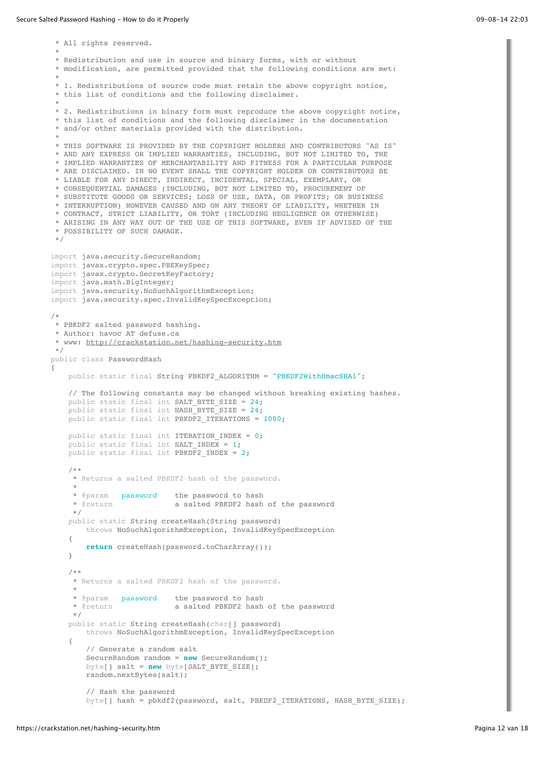```
 * All rights reserved.
 *
 * Redistribution and use in source and binary forms, with or without
 * modification, are permitted provided that the following conditions are met:
 *
 * 1. Redistributions of source code must retain the above copyright notice,
 * this list of conditions and the following disclaimer.
 *
 * 2. Redistributions in binary form must reproduce the above copyright notice,
 * this list of conditions and the following disclaimer in the documentation
 * and/or other materials provided with the distribution.
 *
 * THIS SOFTWARE IS PROVIDED BY THE COPYRIGHT HOLDERS AND CONTRIBUTORS "AS IS"
 * AND ANY EXPRESS OR IMPLIED WARRANTIES, INCLUDING, BUT NOT LIMITED TO, THE
 * IMPLIED WARRANTIES OF MERCHANTABILITY AND FITNESS FOR A PARTICULAR PURPOSE
 * ARE DISCLAIMED. IN NO EVENT SHALL THE COPYRIGHT HOLDER OR CONTRIBUTORS BE
 * LIABLE FOR ANY DIRECT, INDIRECT, INCIDENTAL, SPECIAL, EXEMPLARY, OR
 * CONSEQUENTIAL DAMAGES (INCLUDING, BUT NOT LIMITED TO, PROCUREMENT OF
 * SUBSTITUTE GOODS OR SERVICES; LOSS OF USE, DATA, OR PROFITS; OR BUSINESS
 * INTERRUPTION) HOWEVER CAUSED AND ON ANY THEORY OF LIABILITY, WHETHER IN
 * CONTRACT, STRICT LIABILITY, OR TORT (INCLUDING NEGLIGENCE OR OTHERWISE)
 * ARISING IN ANY WAY OUT OF THE USE OF THIS SOFTWARE, EVEN IF ADVISED OF THE
 * POSSIBILITY OF SUCH DAMAGE.
 */

import java.security.SecureRandom;
import javax.crypto.spec.PBEKeySpec;
import javax.crypto.SecretKeyFactory;
import java.math.BigInteger;
import java.security.NoSuchAlgorithmException;
import java.security.spec.InvalidKeySpecException;

/*
 * PBKDF2 salted password hashing.
 * Author: havoc AT defuse.ca
 * www: http://crackstation.net/hashing-security.htm
 */
public class PasswordHash
{
    public static final String PBKDF2_ALGORITHM = "PBKDF2WithHmacSHA1";

    // The following constants may be changed without breaking existing hashes.
    public static final int SALT_BYTE_SIZE = 24;
    public static final int HASH_BYTE_SIZE = 24;
    public static final int PBKDF2_ITERATIONS = 1000;

    public static final int ITERATION_INDEX = 0;
    public static final int SALT_INDEX = 1;
    public static final int PBKDF2_INDEX = 2;

    /**
     * Returns a salted PBKDF2 hash of the password.
     *
     * @param   password    the password to hash
     * @return              a salted PBKDF2 hash of the password
     */
    public static String createHash(String password)
        throws NoSuchAlgorithmException, InvalidKeySpecException
    {
        return createHash(password.toCharArray());
    }

    /**
     * Returns a salted PBKDF2 hash of the password.
     *
     * @param   password    the password to hash
     * @return              a salted PBKDF2 hash of the password
     */
    public static String createHash(char[] password)
        throws NoSuchAlgorithmException, InvalidKeySpecException
    {
        // Generate a random salt
        SecureRandom random = new SecureRandom();
        byte[] salt = new byte[SALT_BYTE_SIZE];
        random.nextBytes(salt);

        // Hash the password
        byte[] hash = pbkdf2(password, salt, PBKDF2_ITERATIONS, HASH_BYTE_SIZE);
```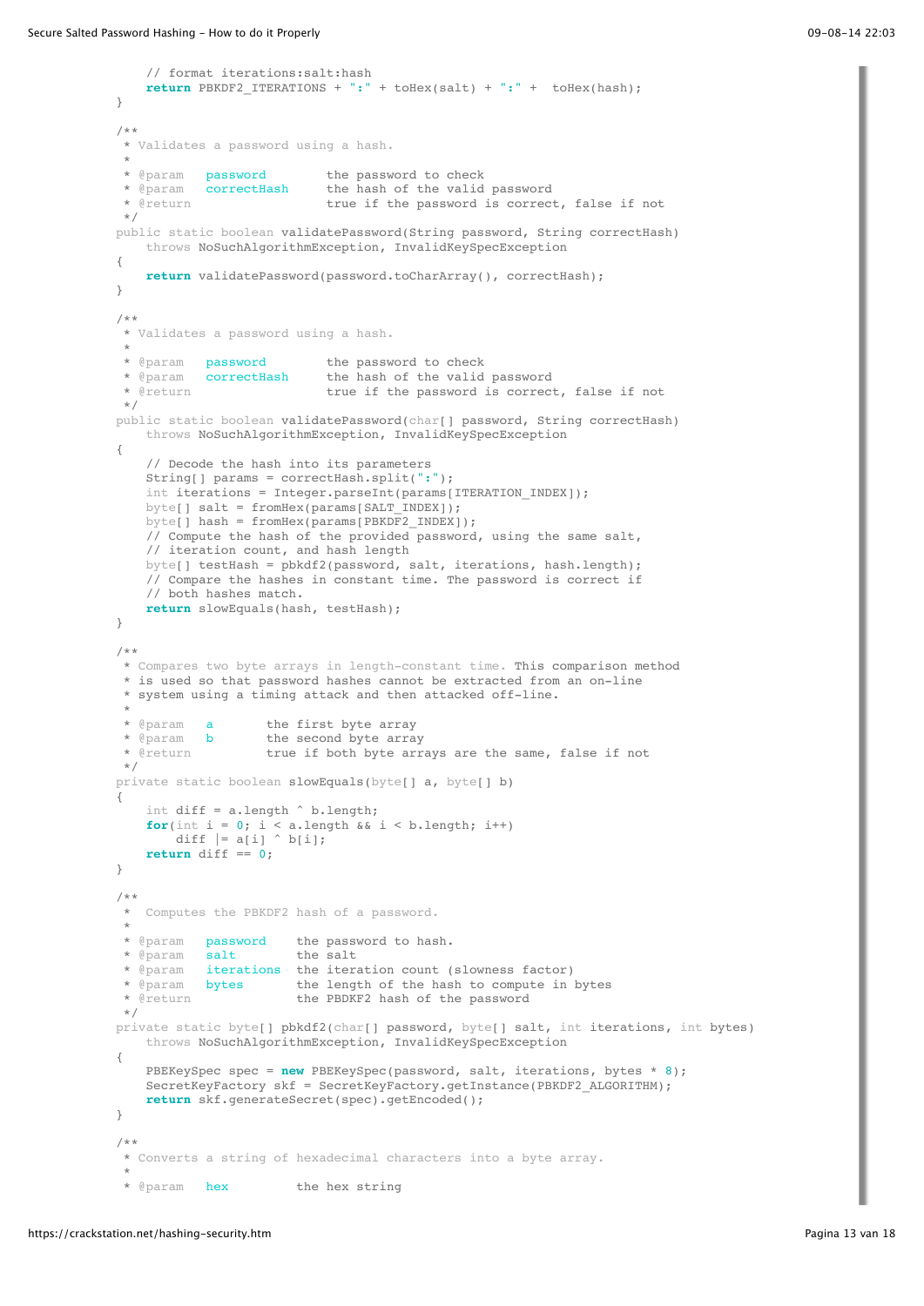```java
        // format iterations:salt:hash
        return PBKDF2_ITERATIONS + ":" + toHex(salt) + ":" +  toHex(hash);
    }

    /**
     * Validates a password using a hash.
     *
     * @param   password        the password to check
     * @param   correctHash     the hash of the valid password
     * @return                  true if the password is correct, false if not
     */
    public static boolean validatePassword(String password, String correctHash)
        throws NoSuchAlgorithmException, InvalidKeySpecException
    {
        return validatePassword(password.toCharArray(), correctHash);
    }

    /**
     * Validates a password using a hash.
     *
     * @param   password        the password to check
     * @param   correctHash     the hash of the valid password
     * @return                  true if the password is correct, false if not
     */
    public static boolean validatePassword(char[] password, String correctHash)
        throws NoSuchAlgorithmException, InvalidKeySpecException
    {
        // Decode the hash into its parameters
        String[] params = correctHash.split(":");
        int iterations = Integer.parseInt(params[ITERATION_INDEX]);
        byte[] salt = fromHex(params[SALT_INDEX]);
        byte[] hash = fromHex(params[PBKDF2_INDEX]);
        // Compute the hash of the provided password, using the same salt,
        // iteration count, and hash length
        byte[] testHash = pbkdf2(password, salt, iterations, hash.length);
        // Compare the hashes in constant time. The password is correct if
        // both hashes match.
        return slowEquals(hash, testHash);
    }

    /**
     * Compares two byte arrays in length-constant time. This comparison method
     * is used so that password hashes cannot be extracted from an on-line
     * system using a timing attack and then attacked off-line.
     *
     * @param   a       the first byte array
     * @param   b       the second byte array
     * @return          true if both byte arrays are the same, false if not
     */
    private static boolean slowEquals(byte[] a, byte[] b)
    {
        int diff = a.length ^ b.length;
        for(int i = 0; i < a.length && i < b.length; i++)
            diff |= a[i] ^ b[i];
        return diff == 0;
    }

    /**
     *  Computes the PBKDF2 hash of a password.
     *
     * @param   password    the password to hash.
     * @param   salt        the salt
     * @param   iterations  the iteration count (slowness factor)
     * @param   bytes       the length of the hash to compute in bytes
     * @return              the PBDKF2 hash of the password
     */
    private static byte[] pbkdf2(char[] password, byte[] salt, int iterations, int bytes)
        throws NoSuchAlgorithmException, InvalidKeySpecException
    {
        PBEKeySpec spec = new PBEKeySpec(password, salt, iterations, bytes * 8);
        SecretKeyFactory skf = SecretKeyFactory.getInstance(PBKDF2_ALGORITHM);
        return skf.generateSecret(spec).getEncoded();
    }

    /**
     * Converts a string of hexadecimal characters into a byte array.
     *
     * @param   hex         the hex string
```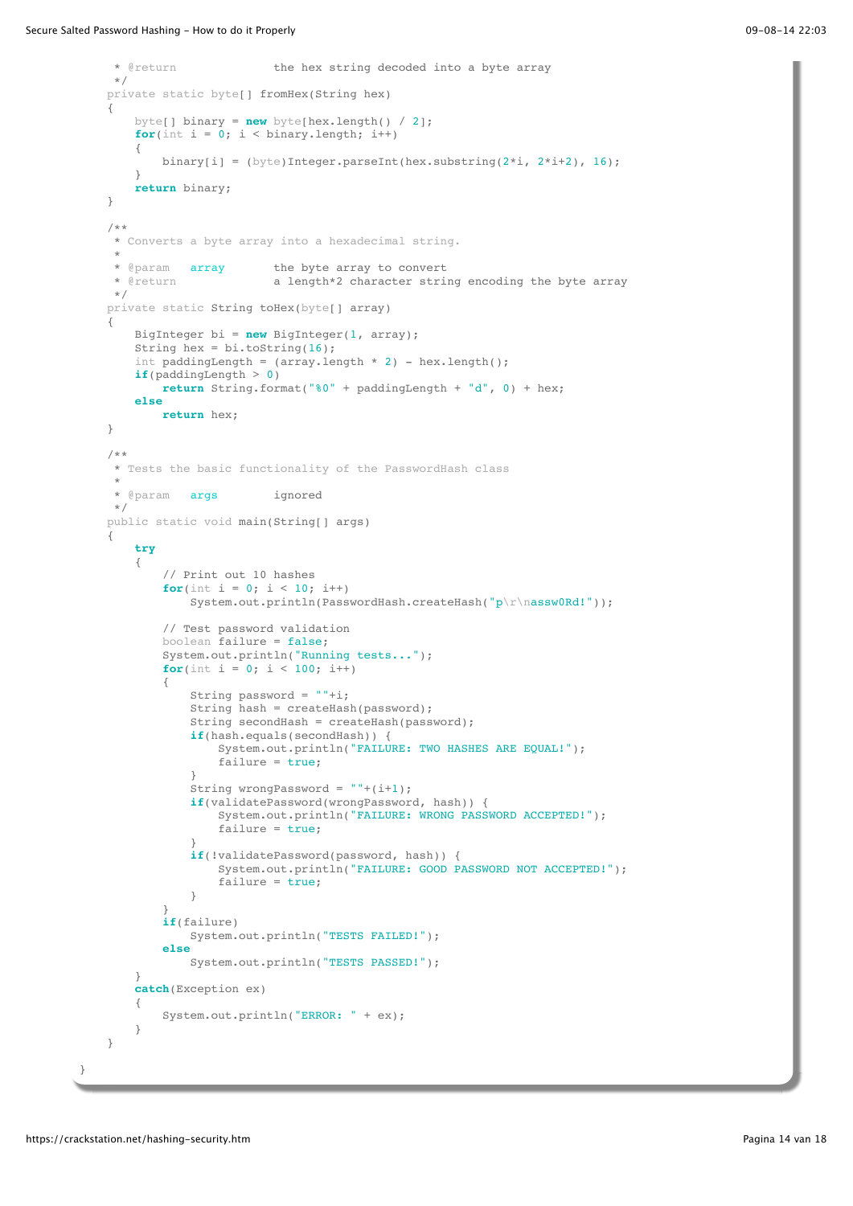```java
     * @return              the hex string decoded into a byte array
     */
    private static byte[] fromHex(String hex)
    {
        byte[] binary = new byte[hex.length() / 2];
        for(int i = 0; i < binary.length; i++)
        {
            binary[i] = (byte)Integer.parseInt(hex.substring(2*i, 2*i+2), 16);
        }
        return binary;
    }

    /**
     * Converts a byte array into a hexadecimal string.
     *
     * @param   array       the byte array to convert
     * @return              a length*2 character string encoding the byte array
     */
    private static String toHex(byte[] array)
    {
        BigInteger bi = new BigInteger(1, array);
        String hex = bi.toString(16);
        int paddingLength = (array.length * 2) - hex.length();
        if(paddingLength > 0)
            return String.format("%0" + paddingLength + "d", 0) + hex;
        else
            return hex;
    }

    /**
     * Tests the basic functionality of the PasswordHash class
     *
     * @param   args        ignored
     */
    public static void main(String[] args)
    {
        try
        {
            // Print out 10 hashes
            for(int i = 0; i < 10; i++)
                System.out.println(PasswordHash.createHash("p\r\nassw0Rd!"));

            // Test password validation
            boolean failure = false;
            System.out.println("Running tests...");
            for(int i = 0; i < 100; i++)
            {
                String password = ""+i;
                String hash = createHash(password);
                String secondHash = createHash(password);
                if(hash.equals(secondHash)) {
                    System.out.println("FAILURE: TWO HASHES ARE EQUAL!");
                    failure = true;
                }
                String wrongPassword = ""+(i+1);
                if(validatePassword(wrongPassword, hash)) {
                    System.out.println("FAILURE: WRONG PASSWORD ACCEPTED!");
                    failure = true;
                }
                if(!validatePassword(password, hash)) {
                    System.out.println("FAILURE: GOOD PASSWORD NOT ACCEPTED!");
                    failure = true;
                }
            }
            if(failure)
                System.out.println("TESTS FAILED!");
            else
                System.out.println("TESTS PASSED!");
        }
        catch(Exception ex)
        {
            System.out.println("ERROR: " + ex);
        }
    }

}
```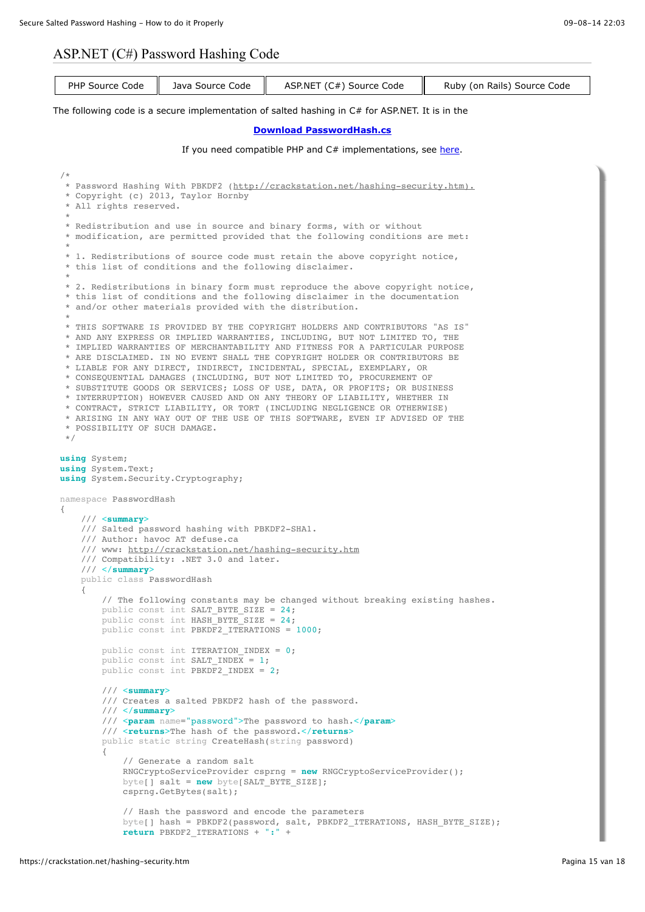## ASP.NET (C#) Password Hashing Code

| PHP Source Code | Java Source Code | ASP.NET (C#) Source Code | Ruby (on Rails) Source Code |
|---|---|---|---|

The following code is a secure implementation of salted hashing in C# for ASP.NET. It is in the

**Download PasswordHash.cs**

If you need compatible PHP and C# implementations, see here.

```
/*
 * Password Hashing With PBKDF2 (http://crackstation.net/hashing-security.htm).
 * Copyright (c) 2013, Taylor Hornby
 * All rights reserved.
 *
 * Redistribution and use in source and binary forms, with or without
 * modification, are permitted provided that the following conditions are met:
 *
 * 1. Redistributions of source code must retain the above copyright notice,
 * this list of conditions and the following disclaimer.
 *
 * 2. Redistributions in binary form must reproduce the above copyright notice,
 * this list of conditions and the following disclaimer in the documentation
 * and/or other materials provided with the distribution.
 *
 * THIS SOFTWARE IS PROVIDED BY THE COPYRIGHT HOLDERS AND CONTRIBUTORS "AS IS"
 * AND ANY EXPRESS OR IMPLIED WARRANTIES, INCLUDING, BUT NOT LIMITED TO, THE
 * IMPLIED WARRANTIES OF MERCHANTABILITY AND FITNESS FOR A PARTICULAR PURPOSE
 * ARE DISCLAIMED. IN NO EVENT SHALL THE COPYRIGHT HOLDER OR CONTRIBUTORS BE
 * LIABLE FOR ANY DIRECT, INDIRECT, INCIDENTAL, SPECIAL, EXEMPLARY, OR
 * CONSEQUENTIAL DAMAGES (INCLUDING, BUT NOT LIMITED TO, PROCUREMENT OF
 * SUBSTITUTE GOODS OR SERVICES; LOSS OF USE, DATA, OR PROFITS; OR BUSINESS
 * INTERRUPTION) HOWEVER CAUSED AND ON ANY THEORY OF LIABILITY, WHETHER IN
 * CONTRACT, STRICT LIABILITY, OR TORT (INCLUDING NEGLIGENCE OR OTHERWISE)
 * ARISING IN ANY WAY OUT OF THE USE OF THIS SOFTWARE, EVEN IF ADVISED OF THE
 * POSSIBILITY OF SUCH DAMAGE.
 */

using System;
using System.Text;
using System.Security.Cryptography;

namespace PasswordHash
{
    /// <summary>
    /// Salted password hashing with PBKDF2-SHA1.
    /// Author: havoc AT defuse.ca
    /// www: http://crackstation.net/hashing-security.htm
    /// Compatibility: .NET 3.0 and later.
    /// </summary>
    public class PasswordHash
    {
        // The following constants may be changed without breaking existing hashes.
        public const int SALT_BYTE_SIZE = 24;
        public const int HASH_BYTE_SIZE = 24;
        public const int PBKDF2_ITERATIONS = 1000;

        public const int ITERATION_INDEX = 0;
        public const int SALT_INDEX = 1;
        public const int PBKDF2_INDEX = 2;

        /// <summary>
        /// Creates a salted PBKDF2 hash of the password.
        /// </summary>
        /// <param name="password">The password to hash.</param>
        /// <returns>The hash of the password.</returns>
        public static string CreateHash(string password)
        {
            // Generate a random salt
            RNGCryptoServiceProvider csprng = new RNGCryptoServiceProvider();
            byte[] salt = new byte[SALT_BYTE_SIZE];
            csprng.GetBytes(salt);

            // Hash the password and encode the parameters
            byte[] hash = PBKDF2(password, salt, PBKDF2_ITERATIONS, HASH_BYTE_SIZE);
            return PBKDF2_ITERATIONS + ":" +
```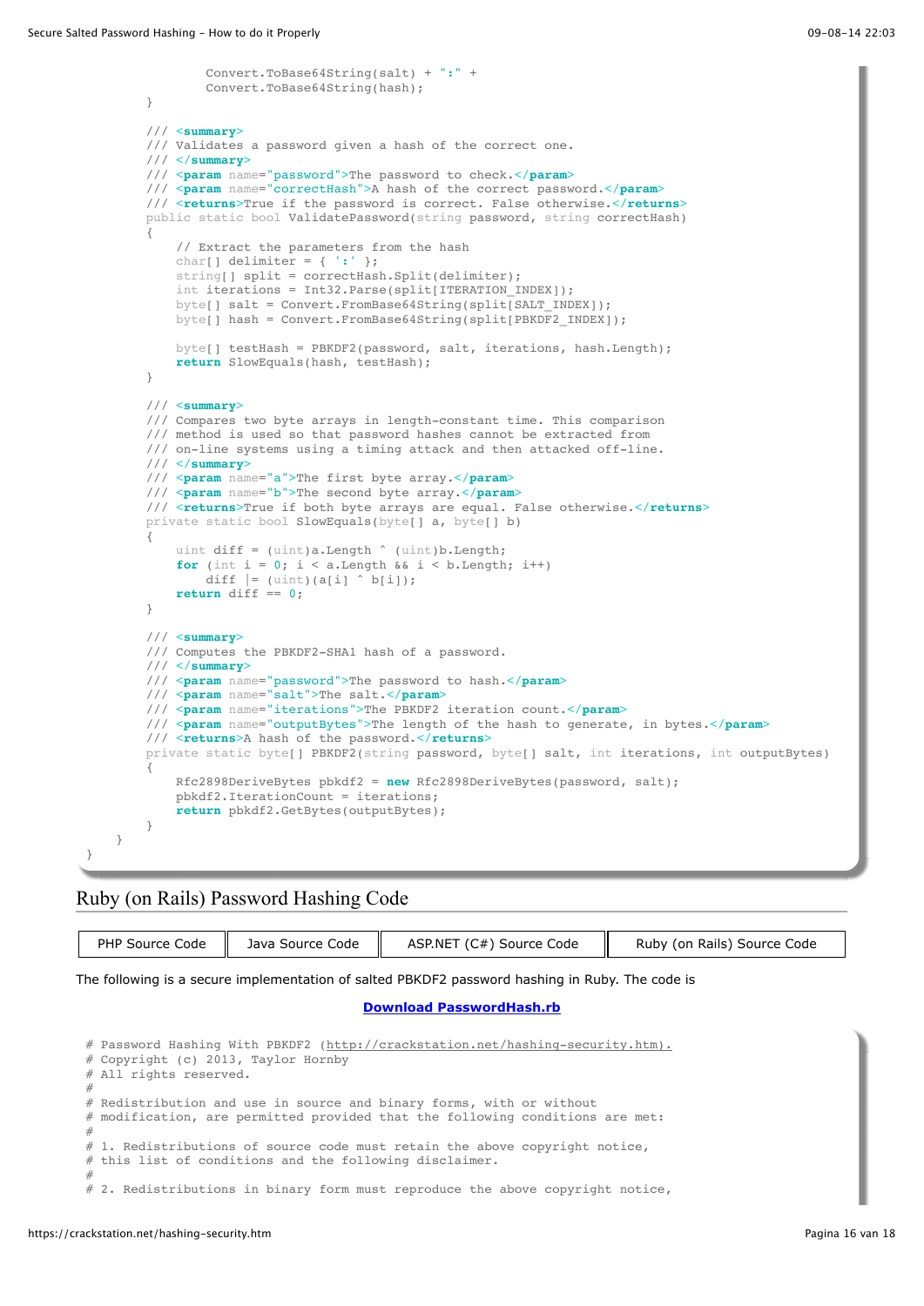```
            Convert.ToBase64String(salt) + ":" +
            Convert.ToBase64String(hash);
    }

    /// <summary>
    /// Validates a password given a hash of the correct one.
    /// </summary>
    /// <param name="password">The password to check.</param>
    /// <param name="correctHash">A hash of the correct password.</param>
    /// <returns>True if the password is correct. False otherwise.</returns>
    public static bool ValidatePassword(string password, string correctHash)
    {
        // Extract the parameters from the hash
        char[] delimiter = { ':' };
        string[] split = correctHash.Split(delimiter);
        int iterations = Int32.Parse(split[ITERATION_INDEX]);
        byte[] salt = Convert.FromBase64String(split[SALT_INDEX]);
        byte[] hash = Convert.FromBase64String(split[PBKDF2_INDEX]);

        byte[] testHash = PBKDF2(password, salt, iterations, hash.Length);
        return SlowEquals(hash, testHash);
    }

    /// <summary>
    /// Compares two byte arrays in length-constant time. This comparison
    /// method is used so that password hashes cannot be extracted from
    /// on-line systems using a timing attack and then attacked off-line.
    /// </summary>
    /// <param name="a">The first byte array.</param>
    /// <param name="b">The second byte array.</param>
    /// <returns>True if both byte arrays are equal. False otherwise.</returns>
    private static bool SlowEquals(byte[] a, byte[] b)
    {
        uint diff = (uint)a.Length ^ (uint)b.Length;
        for (int i = 0; i < a.Length && i < b.Length; i++)
            diff |= (uint)(a[i] ^ b[i]);
        return diff == 0;
    }

    /// <summary>
    /// Computes the PBKDF2-SHA1 hash of a password.
    /// </summary>
    /// <param name="password">The password to hash.</param>
    /// <param name="salt">The salt.</param>
    /// <param name="iterations">The PBKDF2 iteration count.</param>
    /// <param name="outputBytes">The length of the hash to generate, in bytes.</param>
    /// <returns>A hash of the password.</returns>
    private static byte[] PBKDF2(string password, byte[] salt, int iterations, int outputBytes)
    {
        Rfc2898DeriveBytes pbkdf2 = new Rfc2898DeriveBytes(password, salt);
        pbkdf2.IterationCount = iterations;
        return pbkdf2.GetBytes(outputBytes);
    }
  }
}
```

## Ruby (on Rails) Password Hashing Code

| PHP Source Code | Java Source Code | ASP.NET (C#) Source Code | Ruby (on Rails) Source Code |
|---|---|---|---|

The following is a secure implementation of salted PBKDF2 password hashing in Ruby. The code is

**Download PasswordHash.rb**

```
# Password Hashing With PBKDF2 (http://crackstation.net/hashing-security.htm).
# Copyright (c) 2013, Taylor Hornby
# All rights reserved.
#
# Redistribution and use in source and binary forms, with or without
# modification, are permitted provided that the following conditions are met:
#
# 1. Redistributions of source code must retain the above copyright notice,
# this list of conditions and the following disclaimer.
#
# 2. Redistributions in binary form must reproduce the above copyright notice,
```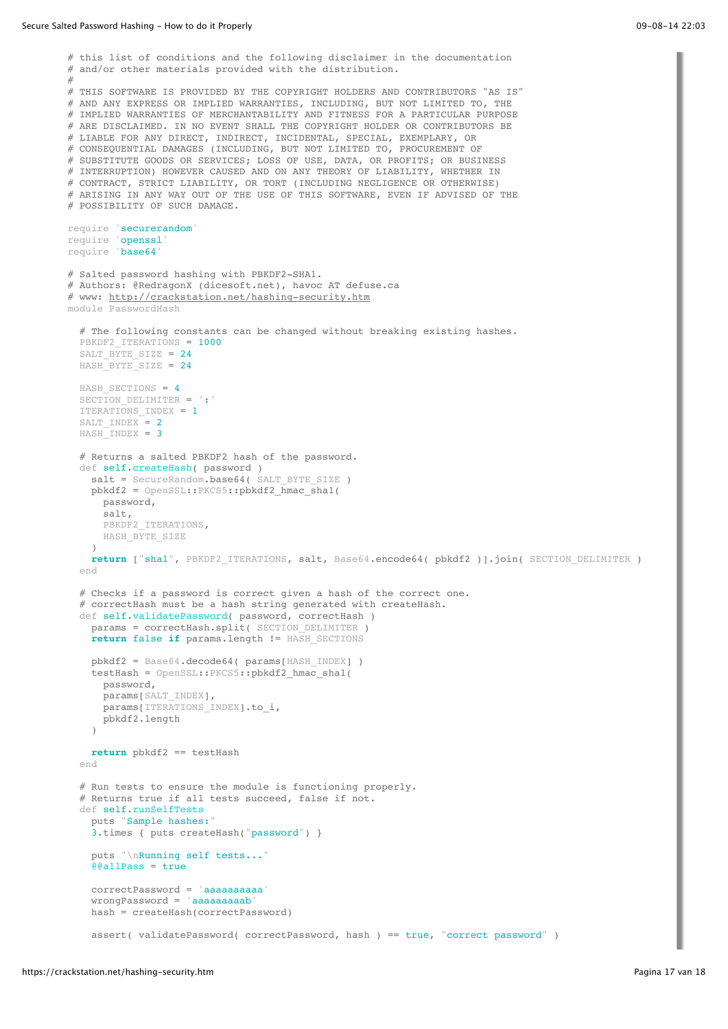```ruby
# this list of conditions and the following disclaimer in the documentation
# and/or other materials provided with the distribution.
#
# THIS SOFTWARE IS PROVIDED BY THE COPYRIGHT HOLDERS AND CONTRIBUTORS "AS IS"
# AND ANY EXPRESS OR IMPLIED WARRANTIES, INCLUDING, BUT NOT LIMITED TO, THE
# IMPLIED WARRANTIES OF MERCHANTABILITY AND FITNESS FOR A PARTICULAR PURPOSE
# ARE DISCLAIMED. IN NO EVENT SHALL THE COPYRIGHT HOLDER OR CONTRIBUTORS BE
# LIABLE FOR ANY DIRECT, INDIRECT, INCIDENTAL, SPECIAL, EXEMPLARY, OR
# CONSEQUENTIAL DAMAGES (INCLUDING, BUT NOT LIMITED TO, PROCUREMENT OF
# SUBSTITUTE GOODS OR SERVICES; LOSS OF USE, DATA, OR PROFITS; OR BUSINESS
# INTERRUPTION) HOWEVER CAUSED AND ON ANY THEORY OF LIABILITY, WHETHER IN
# CONTRACT, STRICT LIABILITY, OR TORT (INCLUDING NEGLIGENCE OR OTHERWISE)
# ARISING IN ANY WAY OUT OF THE USE OF THIS SOFTWARE, EVEN IF ADVISED OF THE
# POSSIBILITY OF SUCH DAMAGE.

require 'securerandom'
require 'openssl'
require 'base64'

# Salted password hashing with PBKDF2-SHA1.
# Authors: @RedragonX (dicesoft.net), havoc AT defuse.ca
# www: http://crackstation.net/hashing-security.htm
module PasswordHash

  # The following constants can be changed without breaking existing hashes.
  PBKDF2_ITERATIONS = 1000
  SALT_BYTE_SIZE = 24
  HASH_BYTE_SIZE = 24

  HASH_SECTIONS = 4
  SECTION_DELIMITER = ':'
  ITERATIONS_INDEX = 1
  SALT_INDEX = 2
  HASH_INDEX = 3

  # Returns a salted PBKDF2 hash of the password.
  def self.createHash( password )
    salt = SecureRandom.base64( SALT_BYTE_SIZE )
    pbkdf2 = OpenSSL::PKCS5::pbkdf2_hmac_sha1(
      password,
      salt,
      PBKDF2_ITERATIONS,
      HASH_BYTE_SIZE
    )
    return ["sha1", PBKDF2_ITERATIONS, salt, Base64.encode64( pbkdf2 )].join( SECTION_DELIMITER )
  end

  # Checks if a password is correct given a hash of the correct one.
  # correctHash must be a hash string generated with createHash.
  def self.validatePassword( password, correctHash )
    params = correctHash.split( SECTION_DELIMITER )
    return false if params.length != HASH_SECTIONS

    pbkdf2 = Base64.decode64( params[HASH_INDEX] )
    testHash = OpenSSL::PKCS5::pbkdf2_hmac_sha1(
      password,
      params[SALT_INDEX],
      params[ITERATIONS_INDEX].to_i,
      pbkdf2.length
    )

    return pbkdf2 == testHash
  end

  # Run tests to ensure the module is functioning properly.
  # Returns true if all tests succeed, false if not.
  def self.runSelfTests
    puts "Sample hashes:"
    3.times { puts createHash("password") }

    puts "\nRunning self tests..."
    @@allPass = true

    correctPassword = 'aaaaaaaaaa'
    wrongPassword = 'aaaaaaaaab'
    hash = createHash(correctPassword)

    assert( validatePassword( correctPassword, hash ) == true, "correct password" )
```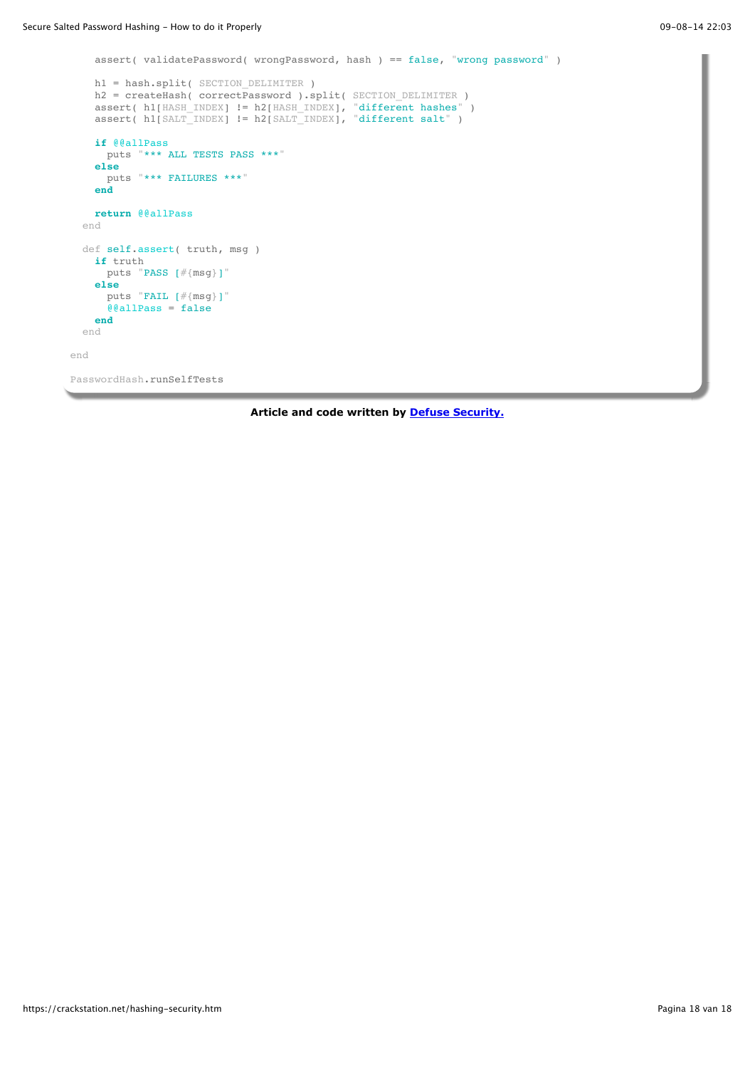```
    assert( validatePassword( wrongPassword, hash ) == false, "wrong password" )

    h1 = hash.split( SECTION_DELIMITER )
    h2 = createHash( correctPassword ).split( SECTION_DELIMITER )
    assert( h1[HASH_INDEX] != h2[HASH_INDEX], "different hashes" )
    assert( h1[SALT_INDEX] != h2[SALT_INDEX], "different salt" )

    if @@allPass
      puts "*** ALL TESTS PASS ***"
    else
      puts "*** FAILURES ***"
    end

    return @@allPass
  end

  def self.assert( truth, msg )
    if truth
      puts "PASS [#{msg}]"
    else
      puts "FAIL [#{msg}]"
      @@allPass = false
    end
  end

end

PasswordHash.runSelfTests
```

**Article and code written by Defuse Security.**